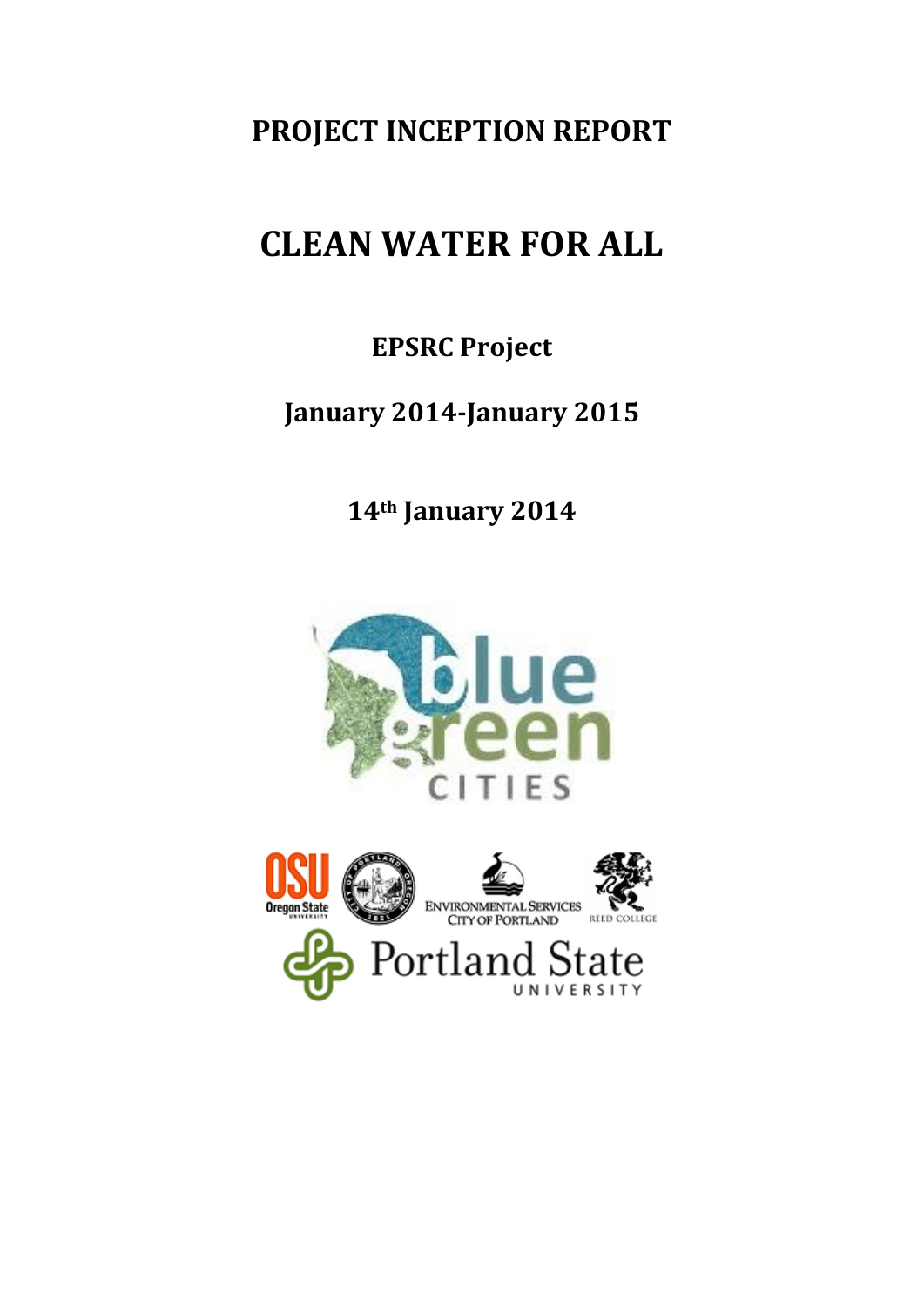# PROJECT INCEPTION REPORT

# CLEAN WATER FOR ALL

**EPSRC Project**

**January 2014-January 2015**

**14th January 2014**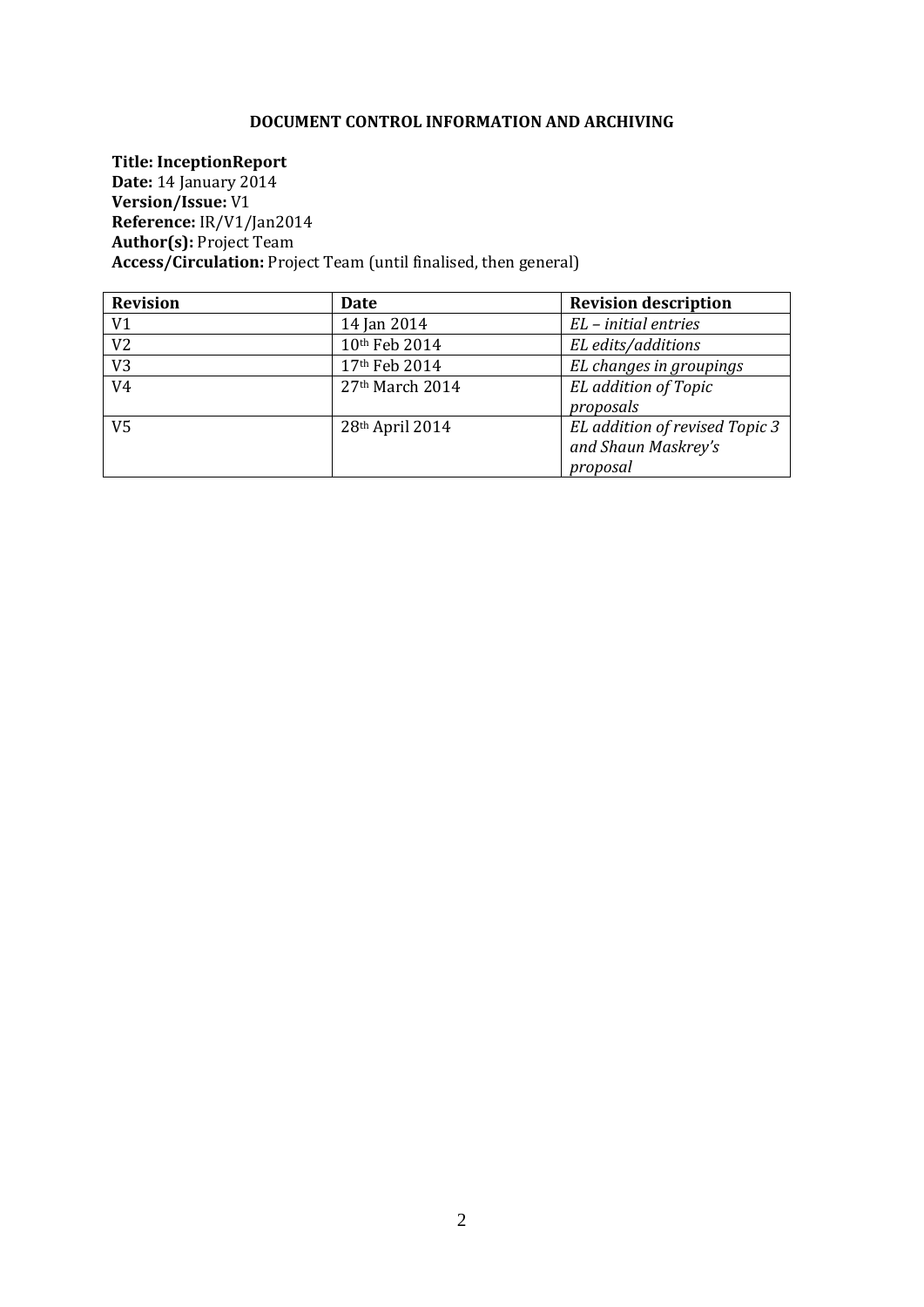**DOCUMENT CONTROL INFORMATION AND ARCHIVING**

**Title: InceptionReport**
**Date:** 14 January 2014
**Version/Issue:** V1
**Reference:** IR/V1/Jan2014
**Author(s):** Project Team
**Access/Circulation:** Project Team (until finalised, then general)

| **Revision** | **Date** | **Revision description** |
| --- | --- | --- |
| V1 | 14 Jan 2014 | *EL – initial entries* |
| V2 | 10th Feb 2014 | *EL edits/additions* |
| V3 | 17th Feb 2014 | *EL changes in groupings* |
| V4 | 27th March 2014 | *EL addition of Topic proposals* |
| V5 | 28th April 2014 | *EL addition of revised Topic 3 and Shaun Maskrey's proposal* |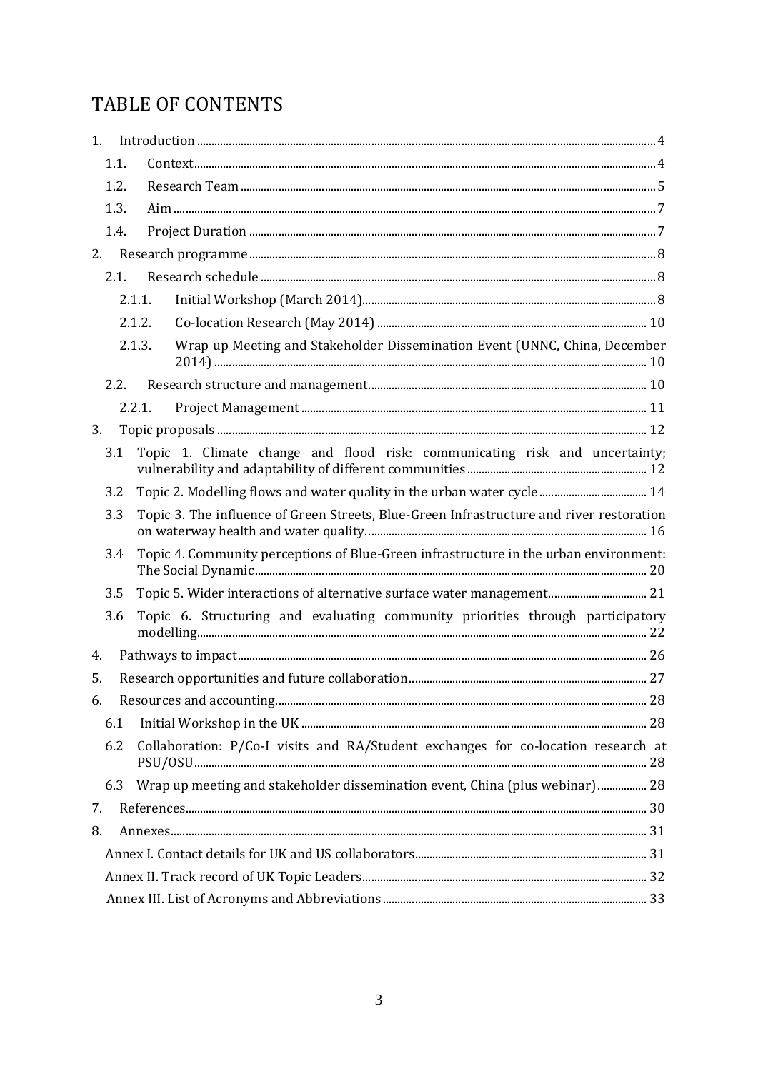# TABLE OF CONTENTS

1. Introduction ... 4
   - 1.1. Context ... 4
   - 1.2. Research Team ... 5
   - 1.3. Aim ... 7
   - 1.4. Project Duration ... 7
2. Research programme ... 8
   - 2.1. Research schedule ... 8
     - 2.1.1. Initial Workshop (March 2014) ... 8
     - 2.1.2. Co-location Research (May 2014) ... 10
     - 2.1.3. Wrap up Meeting and Stakeholder Dissemination Event (UNNC, China, December 2014) ... 10
   - 2.2. Research structure and management ... 10
     - 2.2.1. Project Management ... 11
3. Topic proposals ... 12
   - 3.1 Topic 1. Climate change and flood risk: communicating risk and uncertainty; vulnerability and adaptability of different communities ... 12
   - 3.2 Topic 2. Modelling flows and water quality in the urban water cycle ... 14
   - 3.3 Topic 3. The influence of Green Streets, Blue-Green Infrastructure and river restoration on waterway health and water quality ... 16
   - 3.4 Topic 4. Community perceptions of Blue-Green infrastructure in the urban environment: The Social Dynamic ... 20
   - 3.5 Topic 5. Wider interactions of alternative surface water management ... 21
   - 3.6 Topic 6. Structuring and evaluating community priorities through participatory modelling ... 22
4. Pathways to impact ... 26
5. Research opportunities and future collaboration ... 27
6. Resources and accounting ... 28
   - 6.1 Initial Workshop in the UK ... 28
   - 6.2 Collaboration: P/Co-I visits and RA/Student exchanges for co-location research at PSU/OSU ... 28
   - 6.3 Wrap up meeting and stakeholder dissemination event, China (plus webinar) ... 28
7. References ... 30
8. Annexes ... 31
   - Annex I. Contact details for UK and US collaborators ... 31
   - Annex II. Track record of UK Topic Leaders ... 32
   - Annex III. List of Acronyms and Abbreviations ... 33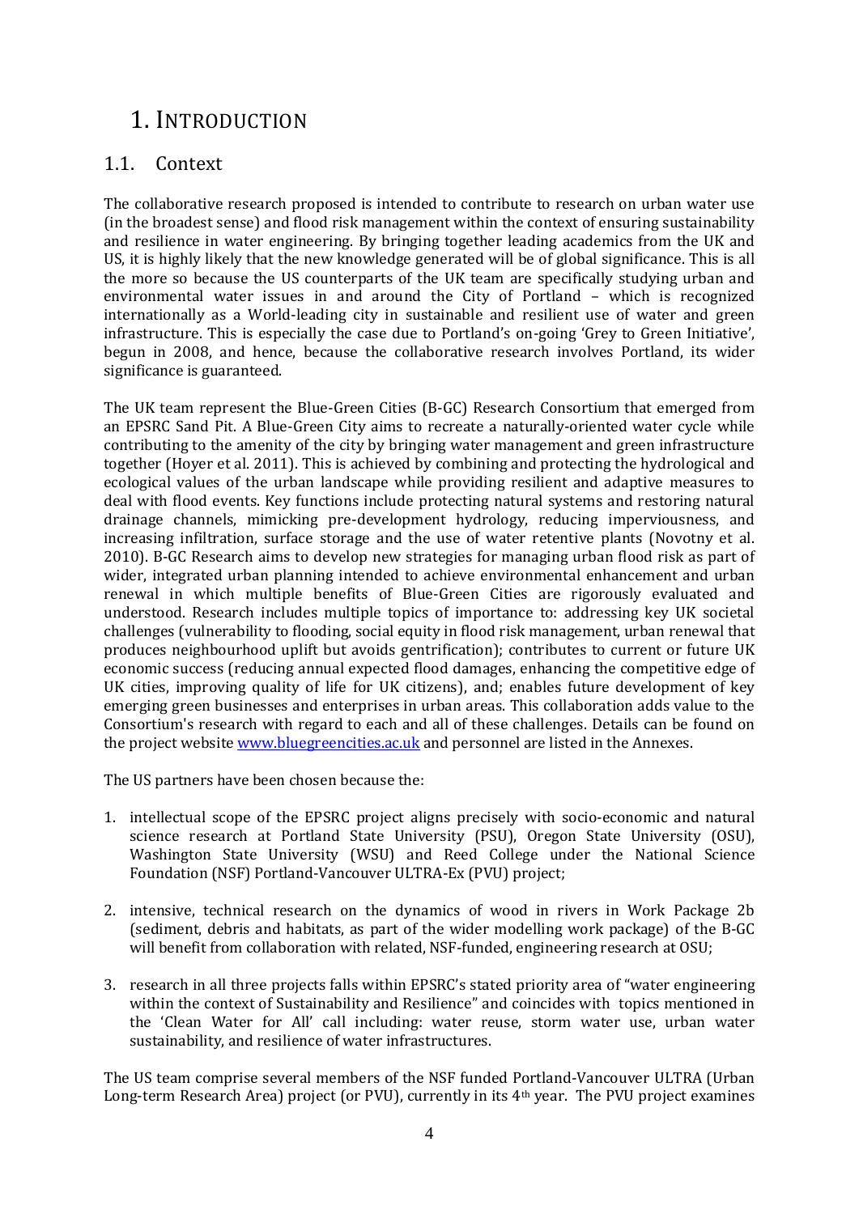# 1. INTRODUCTION

## 1.1. Context

The collaborative research proposed is intended to contribute to research on urban water use (in the broadest sense) and flood risk management within the context of ensuring sustainability and resilience in water engineering. By bringing together leading academics from the UK and US, it is highly likely that the new knowledge generated will be of global significance. This is all the more so because the US counterparts of the UK team are specifically studying urban and environmental water issues in and around the City of Portland – which is recognized internationally as a World-leading city in sustainable and resilient use of water and green infrastructure. This is especially the case due to Portland's on-going 'Grey to Green Initiative', begun in 2008, and hence, because the collaborative research involves Portland, its wider significance is guaranteed.

The UK team represent the Blue-Green Cities (B-GC) Research Consortium that emerged from an EPSRC Sand Pit. A Blue-Green City aims to recreate a naturally-oriented water cycle while contributing to the amenity of the city by bringing water management and green infrastructure together (Hoyer et al. 2011). This is achieved by combining and protecting the hydrological and ecological values of the urban landscape while providing resilient and adaptive measures to deal with flood events. Key functions include protecting natural systems and restoring natural drainage channels, mimicking pre-development hydrology, reducing imperviousness, and increasing infiltration, surface storage and the use of water retentive plants (Novotny et al. 2010). B-GC Research aims to develop new strategies for managing urban flood risk as part of wider, integrated urban planning intended to achieve environmental enhancement and urban renewal in which multiple benefits of Blue-Green Cities are rigorously evaluated and understood. Research includes multiple topics of importance to: addressing key UK societal challenges (vulnerability to flooding, social equity in flood risk management, urban renewal that produces neighbourhood uplift but avoids gentrification); contributes to current or future UK economic success (reducing annual expected flood damages, enhancing the competitive edge of UK cities, improving quality of life for UK citizens), and; enables future development of key emerging green businesses and enterprises in urban areas. This collaboration adds value to the Consortium's research with regard to each and all of these challenges. Details can be found on the project website [www.bluegreencities.ac.uk](http://www.bluegreencities.ac.uk) and personnel are listed in the Annexes.

The US partners have been chosen because the:

1. intellectual scope of the EPSRC project aligns precisely with socio-economic and natural science research at Portland State University (PSU), Oregon State University (OSU), Washington State University (WSU) and Reed College under the National Science Foundation (NSF) Portland-Vancouver ULTRA-Ex (PVU) project;

2. intensive, technical research on the dynamics of wood in rivers in Work Package 2b (sediment, debris and habitats, as part of the wider modelling work package) of the B-GC will benefit from collaboration with related, NSF-funded, engineering research at OSU;

3. research in all three projects falls within EPSRC's stated priority area of "water engineering within the context of Sustainability and Resilience" and coincides with topics mentioned in the 'Clean Water for All' call including: water reuse, storm water use, urban water sustainability, and resilience of water infrastructures.

The US team comprise several members of the NSF funded Portland-Vancouver ULTRA (Urban Long-term Research Area) project (or PVU), currently in its 4th year. The PVU project examines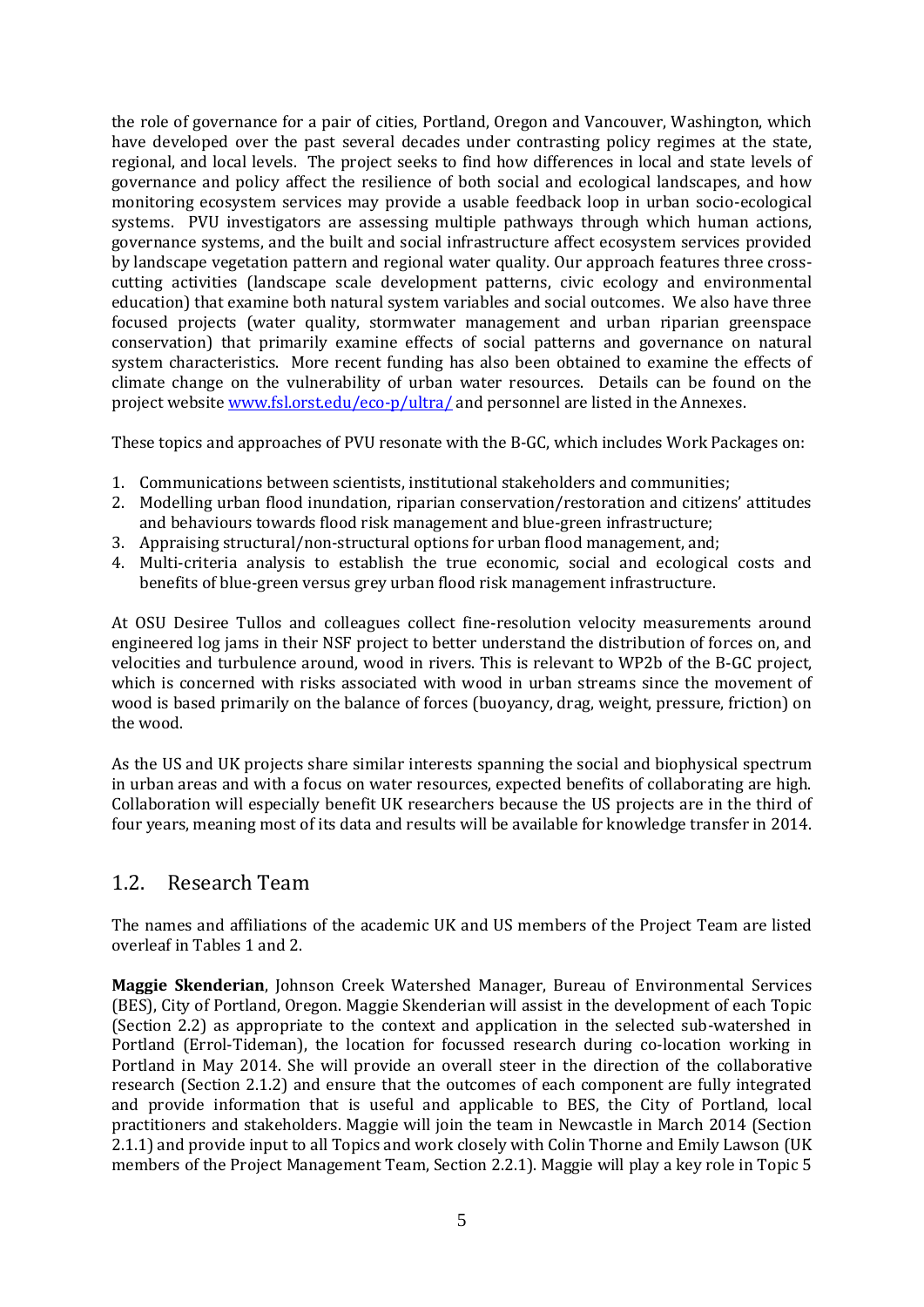the role of governance for a pair of cities, Portland, Oregon and Vancouver, Washington, which have developed over the past several decades under contrasting policy regimes at the state, regional, and local levels. The project seeks to find how differences in local and state levels of governance and policy affect the resilience of both social and ecological landscapes, and how monitoring ecosystem services may provide a usable feedback loop in urban socio-ecological systems. PVU investigators are assessing multiple pathways through which human actions, governance systems, and the built and social infrastructure affect ecosystem services provided by landscape vegetation pattern and regional water quality. Our approach features three cross-cutting activities (landscape scale development patterns, civic ecology and environmental education) that examine both natural system variables and social outcomes. We also have three focused projects (water quality, stormwater management and urban riparian greenspace conservation) that primarily examine effects of social patterns and governance on natural system characteristics. More recent funding has also been obtained to examine the effects of climate change on the vulnerability of urban water resources. Details can be found on the project website www.fsl.orst.edu/eco-p/ultra/ and personnel are listed in the Annexes.

These topics and approaches of PVU resonate with the B-GC, which includes Work Packages on:

1. Communications between scientists, institutional stakeholders and communities;
2. Modelling urban flood inundation, riparian conservation/restoration and citizens' attitudes and behaviours towards flood risk management and blue-green infrastructure;
3. Appraising structural/non-structural options for urban flood management, and;
4. Multi-criteria analysis to establish the true economic, social and ecological costs and benefits of blue-green versus grey urban flood risk management infrastructure.

At OSU Desiree Tullos and colleagues collect fine-resolution velocity measurements around engineered log jams in their NSF project to better understand the distribution of forces on, and velocities and turbulence around, wood in rivers. This is relevant to WP2b of the B-GC project, which is concerned with risks associated with wood in urban streams since the movement of wood is based primarily on the balance of forces (buoyancy, drag, weight, pressure, friction) on the wood.

As the US and UK projects share similar interests spanning the social and biophysical spectrum in urban areas and with a focus on water resources, expected benefits of collaborating are high. Collaboration will especially benefit UK researchers because the US projects are in the third of four years, meaning most of its data and results will be available for knowledge transfer in 2014.

## 1.2. Research Team

The names and affiliations of the academic UK and US members of the Project Team are listed overleaf in Tables 1 and 2.

**Maggie Skenderian**, Johnson Creek Watershed Manager, Bureau of Environmental Services (BES), City of Portland, Oregon. Maggie Skenderian will assist in the development of each Topic (Section 2.2) as appropriate to the context and application in the selected sub-watershed in Portland (Errol-Tideman), the location for focussed research during co-location working in Portland in May 2014. She will provide an overall steer in the direction of the collaborative research (Section 2.1.2) and ensure that the outcomes of each component are fully integrated and provide information that is useful and applicable to BES, the City of Portland, local practitioners and stakeholders. Maggie will join the team in Newcastle in March 2014 (Section 2.1.1) and provide input to all Topics and work closely with Colin Thorne and Emily Lawson (UK members of the Project Management Team, Section 2.2.1). Maggie will play a key role in Topic 5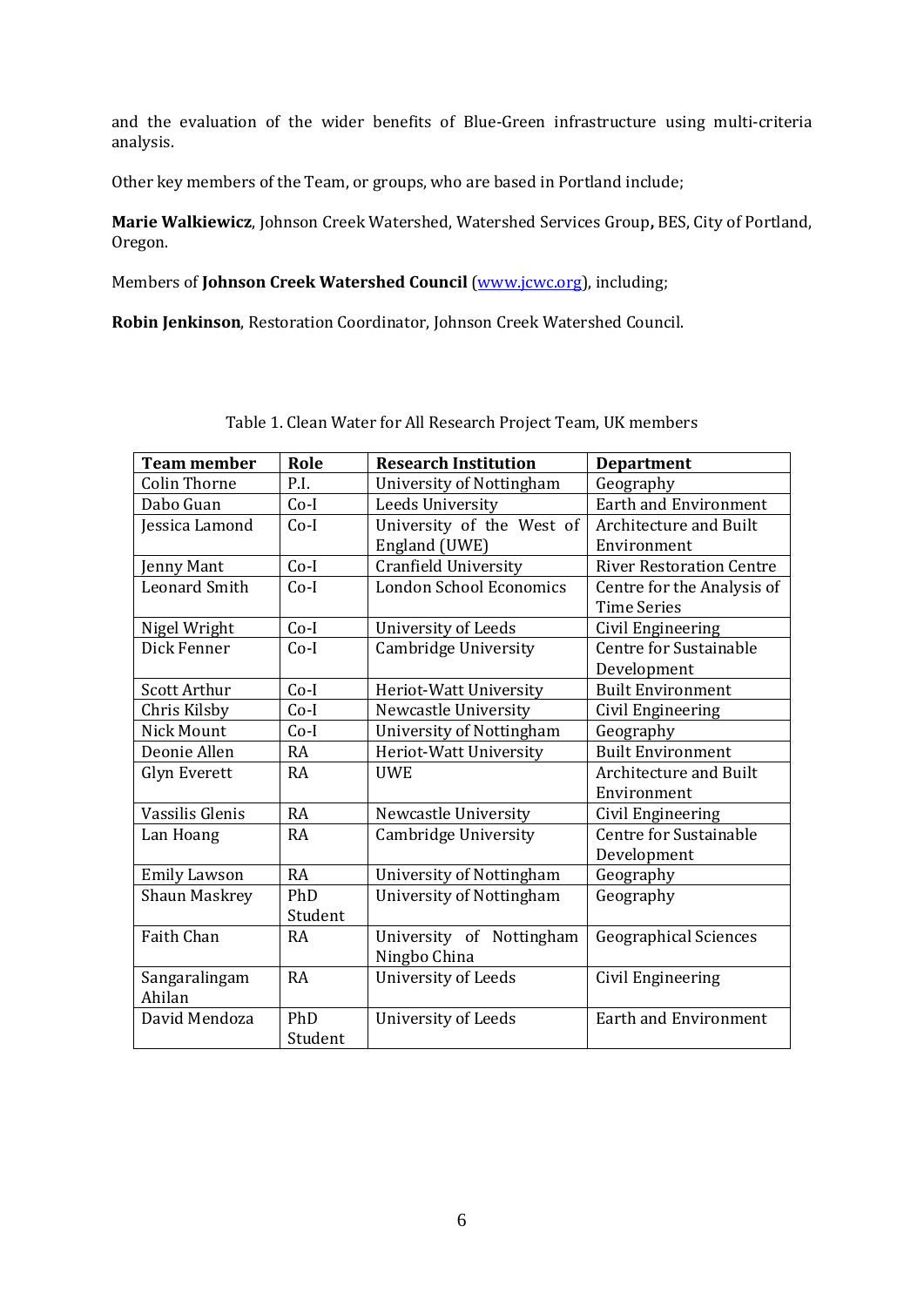and the evaluation of the wider benefits of Blue-Green infrastructure using multi-criteria analysis.

Other key members of the Team, or groups, who are based in Portland include;

**Marie Walkiewicz**, Johnson Creek Watershed, Watershed Services Group**,** BES, City of Portland, Oregon.

Members of **Johnson Creek Watershed Council** (www.jcwc.org), including;

**Robin Jenkinson**, Restoration Coordinator, Johnson Creek Watershed Council.

Table 1. Clean Water for All Research Project Team, UK members

| Team member | Role | Research Institution | Department |
|---|---|---|---|
| Colin Thorne | P.I. | University of Nottingham | Geography |
| Dabo Guan | Co-I | Leeds University | Earth and Environment |
| Jessica Lamond | Co-I | University of the West of England (UWE) | Architecture and Built Environment |
| Jenny Mant | Co-I | Cranfield University | River Restoration Centre |
| Leonard Smith | Co-I | London School Economics | Centre for the Analysis of Time Series |
| Nigel Wright | Co-I | University of Leeds | Civil Engineering |
| Dick Fenner | Co-I | Cambridge University | Centre for Sustainable Development |
| Scott Arthur | Co-I | Heriot-Watt University | Built Environment |
| Chris Kilsby | Co-I | Newcastle University | Civil Engineering |
| Nick Mount | Co-I | University of Nottingham | Geography |
| Deonie Allen | RA | Heriot-Watt University | Built Environment |
| Glyn Everett | RA | UWE | Architecture and Built Environment |
| Vassilis Glenis | RA | Newcastle University | Civil Engineering |
| Lan Hoang | RA | Cambridge University | Centre for Sustainable Development |
| Emily Lawson | RA | University of Nottingham | Geography |
| Shaun Maskrey | PhD Student | University of Nottingham | Geography |
| Faith Chan | RA | University of Nottingham Ningbo China | Geographical Sciences |
| Sangaralingam Ahilan | RA | University of Leeds | Civil Engineering |
| David Mendoza | PhD Student | University of Leeds | Earth and Environment |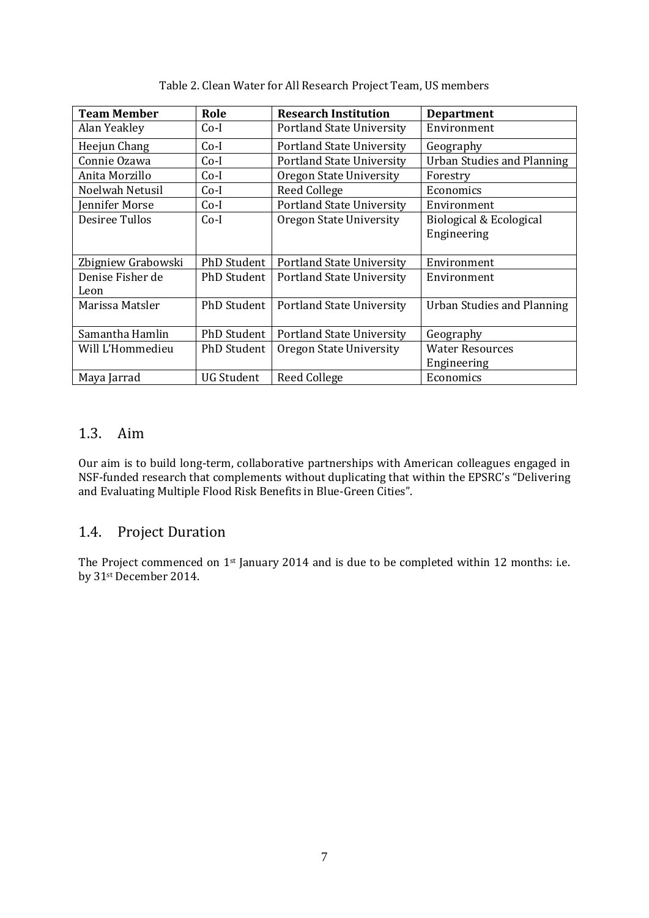Table 2. Clean Water for All Research Project Team, US members

| Team Member | Role | Research Institution | Department |
|---|---|---|---|
| Alan Yeakley | Co-I | Portland State University | Environment |
| Heejun Chang | Co-I | Portland State University | Geography |
| Connie Ozawa | Co-I | Portland State University | Urban Studies and Planning |
| Anita Morzillo | Co-I | Oregon State University | Forestry |
| Noelwah Netusil | Co-I | Reed College | Economics |
| Jennifer Morse | Co-I | Portland State University | Environment |
| Desiree Tullos | Co-I | Oregon State University | Biological & Ecological Engineering |
| Zbigniew Grabowski | PhD Student | Portland State University | Environment |
| Denise Fisher de Leon | PhD Student | Portland State University | Environment |
| Marissa Matsler | PhD Student | Portland State University | Urban Studies and Planning |
| Samantha Hamlin | PhD Student | Portland State University | Geography |
| Will L'Hommedieu | PhD Student | Oregon State University | Water Resources Engineering |
| Maya Jarrad | UG Student | Reed College | Economics |

## 1.3. Aim

Our aim is to build long-term, collaborative partnerships with American colleagues engaged in NSF-funded research that complements without duplicating that within the EPSRC's "Delivering and Evaluating Multiple Flood Risk Benefits in Blue-Green Cities".

## 1.4. Project Duration

The Project commenced on 1st January 2014 and is due to be completed within 12 months: i.e. by 31st December 2014.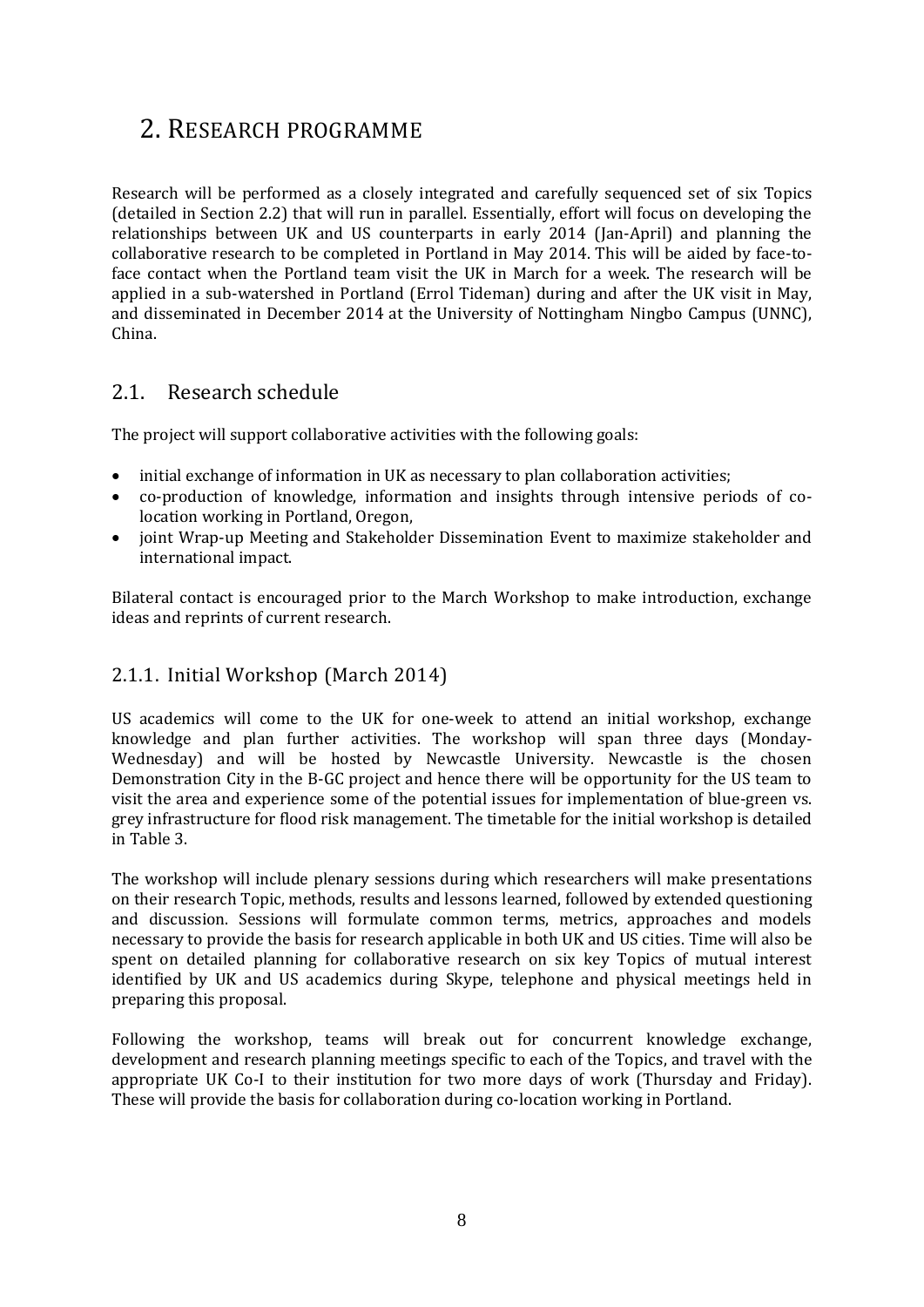# 2. RESEARCH PROGRAMME

Research will be performed as a closely integrated and carefully sequenced set of six Topics (detailed in Section 2.2) that will run in parallel. Essentially, effort will focus on developing the relationships between UK and US counterparts in early 2014 (Jan-April) and planning the collaborative research to be completed in Portland in May 2014. This will be aided by face-to-face contact when the Portland team visit the UK in March for a week. The research will be applied in a sub-watershed in Portland (Errol Tideman) during and after the UK visit in May, and disseminated in December 2014 at the University of Nottingham Ningbo Campus (UNNC), China.

## 2.1. Research schedule

The project will support collaborative activities with the following goals:

- initial exchange of information in UK as necessary to plan collaboration activities;
- co-production of knowledge, information and insights through intensive periods of co-location working in Portland, Oregon,
- joint Wrap-up Meeting and Stakeholder Dissemination Event to maximize stakeholder and international impact.

Bilateral contact is encouraged prior to the March Workshop to make introduction, exchange ideas and reprints of current research.

### 2.1.1. Initial Workshop (March 2014)

US academics will come to the UK for one-week to attend an initial workshop, exchange knowledge and plan further activities. The workshop will span three days (Monday-Wednesday) and will be hosted by Newcastle University. Newcastle is the chosen Demonstration City in the B-GC project and hence there will be opportunity for the US team to visit the area and experience some of the potential issues for implementation of blue-green vs. grey infrastructure for flood risk management. The timetable for the initial workshop is detailed in Table 3.

The workshop will include plenary sessions during which researchers will make presentations on their research Topic, methods, results and lessons learned, followed by extended questioning and discussion. Sessions will formulate common terms, metrics, approaches and models necessary to provide the basis for research applicable in both UK and US cities. Time will also be spent on detailed planning for collaborative research on six key Topics of mutual interest identified by UK and US academics during Skype, telephone and physical meetings held in preparing this proposal.

Following the workshop, teams will break out for concurrent knowledge exchange, development and research planning meetings specific to each of the Topics, and travel with the appropriate UK Co-I to their institution for two more days of work (Thursday and Friday). These will provide the basis for collaboration during co-location working in Portland.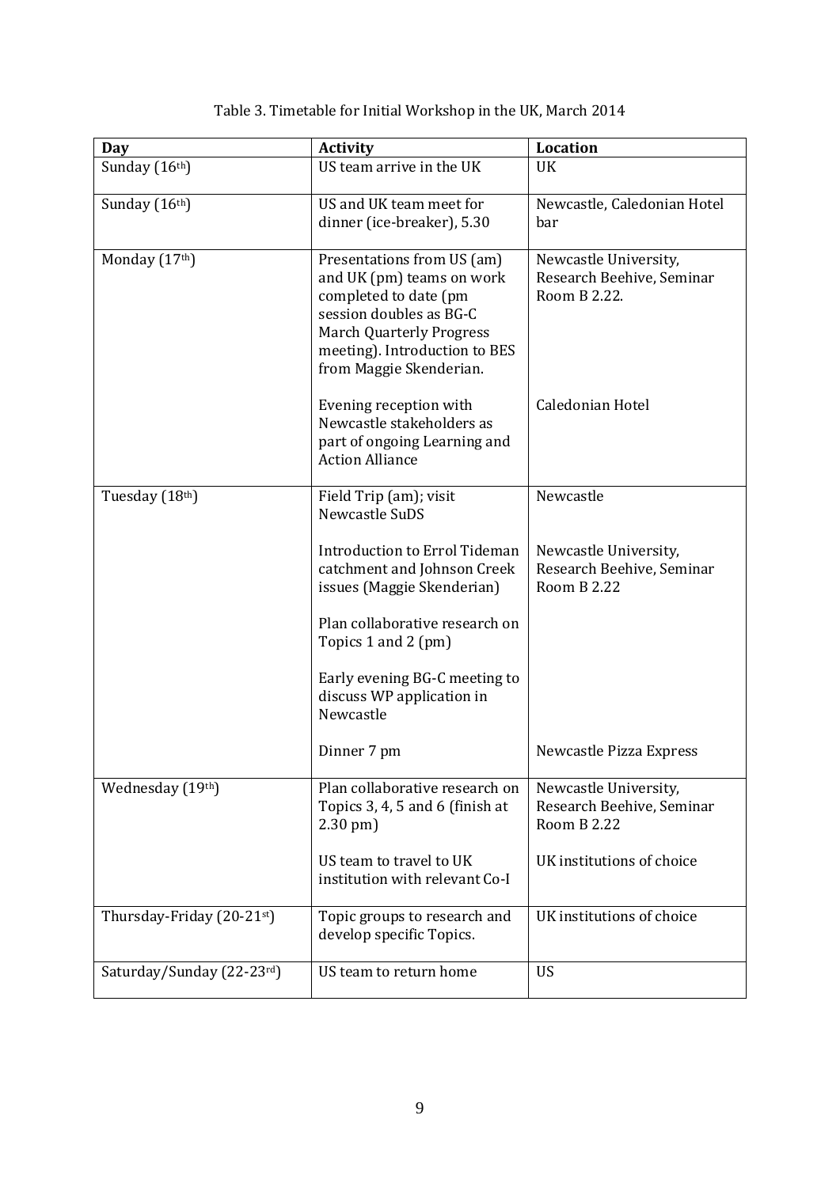Table 3. Timetable for Initial Workshop in the UK, March 2014

| Day | Activity | Location |
| --- | --- | --- |
| Sunday (16th) | US team arrive in the UK | UK |
| Sunday (16th) | US and UK team meet for dinner (ice-breaker), 5.30 | Newcastle, Caledonian Hotel bar |
| Monday (17th) | Presentations from US (am) and UK (pm) teams on work completed to date (pm session doubles as BG-C March Quarterly Progress meeting). Introduction to BES from Maggie Skenderian. | Newcastle University, Research Beehive, Seminar Room B 2.22. |
| | Evening reception with Newcastle stakeholders as part of ongoing Learning and Action Alliance | Caledonian Hotel |
| Tuesday (18th) | Field Trip (am); visit Newcastle SuDS | Newcastle |
| | Introduction to Errol Tideman catchment and Johnson Creek issues (Maggie Skenderian) | Newcastle University, Research Beehive, Seminar Room B 2.22 |
| | Plan collaborative research on Topics 1 and 2 (pm) | |
| | Early evening BG-C meeting to discuss WP application in Newcastle | |
| | Dinner 7 pm | Newcastle Pizza Express |
| Wednesday (19th) | Plan collaborative research on Topics 3, 4, 5 and 6 (finish at 2.30 pm) | Newcastle University, Research Beehive, Seminar Room B 2.22 |
| | US team to travel to UK institution with relevant Co-I | UK institutions of choice |
| Thursday-Friday (20-21st) | Topic groups to research and develop specific Topics. | UK institutions of choice |
| Saturday/Sunday (22-23rd) | US team to return home | US |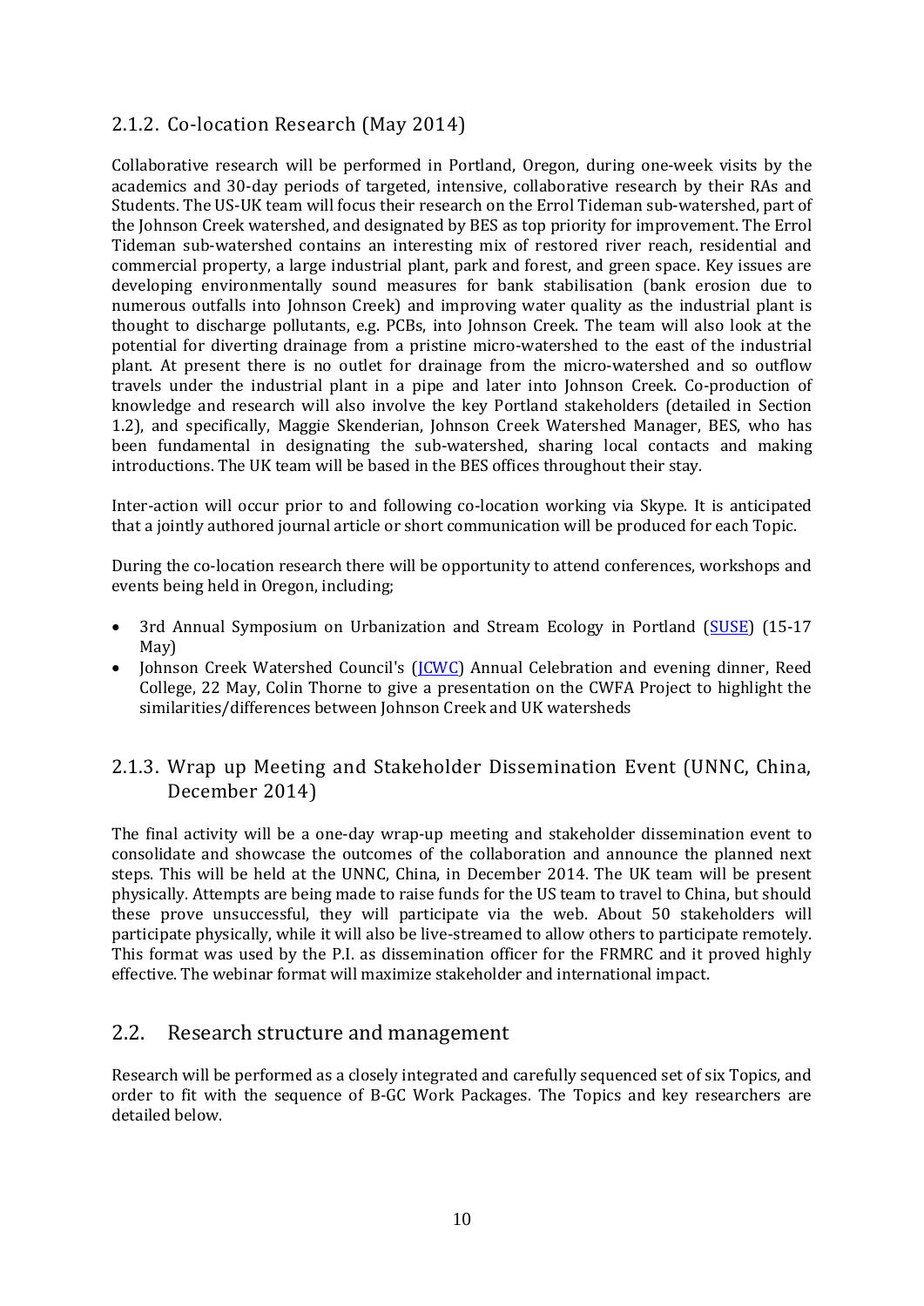### 2.1.2. Co-location Research (May 2014)

Collaborative research will be performed in Portland, Oregon, during one-week visits by the academics and 30-day periods of targeted, intensive, collaborative research by their RAs and Students. The US-UK team will focus their research on the Errol Tideman sub-watershed, part of the Johnson Creek watershed, and designated by BES as top priority for improvement. The Errol Tideman sub-watershed contains an interesting mix of restored river reach, residential and commercial property, a large industrial plant, park and forest, and green space. Key issues are developing environmentally sound measures for bank stabilisation (bank erosion due to numerous outfalls into Johnson Creek) and improving water quality as the industrial plant is thought to discharge pollutants, e.g. PCBs, into Johnson Creek. The team will also look at the potential for diverting drainage from a pristine micro-watershed to the east of the industrial plant. At present there is no outlet for drainage from the micro-watershed and so outflow travels under the industrial plant in a pipe and later into Johnson Creek. Co-production of knowledge and research will also involve the key Portland stakeholders (detailed in Section 1.2), and specifically, Maggie Skenderian, Johnson Creek Watershed Manager, BES, who has been fundamental in designating the sub-watershed, sharing local contacts and making introductions. The UK team will be based in the BES offices throughout their stay.

Inter-action will occur prior to and following co-location working via Skype. It is anticipated that a jointly authored journal article or short communication will be produced for each Topic.

During the co-location research there will be opportunity to attend conferences, workshops and events being held in Oregon, including;

- 3rd Annual Symposium on Urbanization and Stream Ecology in Portland (SUSE) (15-17 May)
- Johnson Creek Watershed Council's (JCWC) Annual Celebration and evening dinner, Reed College, 22 May, Colin Thorne to give a presentation on the CWFA Project to highlight the similarities/differences between Johnson Creek and UK watersheds

### 2.1.3. Wrap up Meeting and Stakeholder Dissemination Event (UNNC, China, December 2014)

The final activity will be a one-day wrap-up meeting and stakeholder dissemination event to consolidate and showcase the outcomes of the collaboration and announce the planned next steps. This will be held at the UNNC, China, in December 2014. The UK team will be present physically. Attempts are being made to raise funds for the US team to travel to China, but should these prove unsuccessful, they will participate via the web. About 50 stakeholders will participate physically, while it will also be live-streamed to allow others to participate remotely. This format was used by the P.I. as dissemination officer for the FRMRC and it proved highly effective. The webinar format will maximize stakeholder and international impact.

## 2.2. Research structure and management

Research will be performed as a closely integrated and carefully sequenced set of six Topics, and order to fit with the sequence of B-GC Work Packages. The Topics and key researchers are detailed below.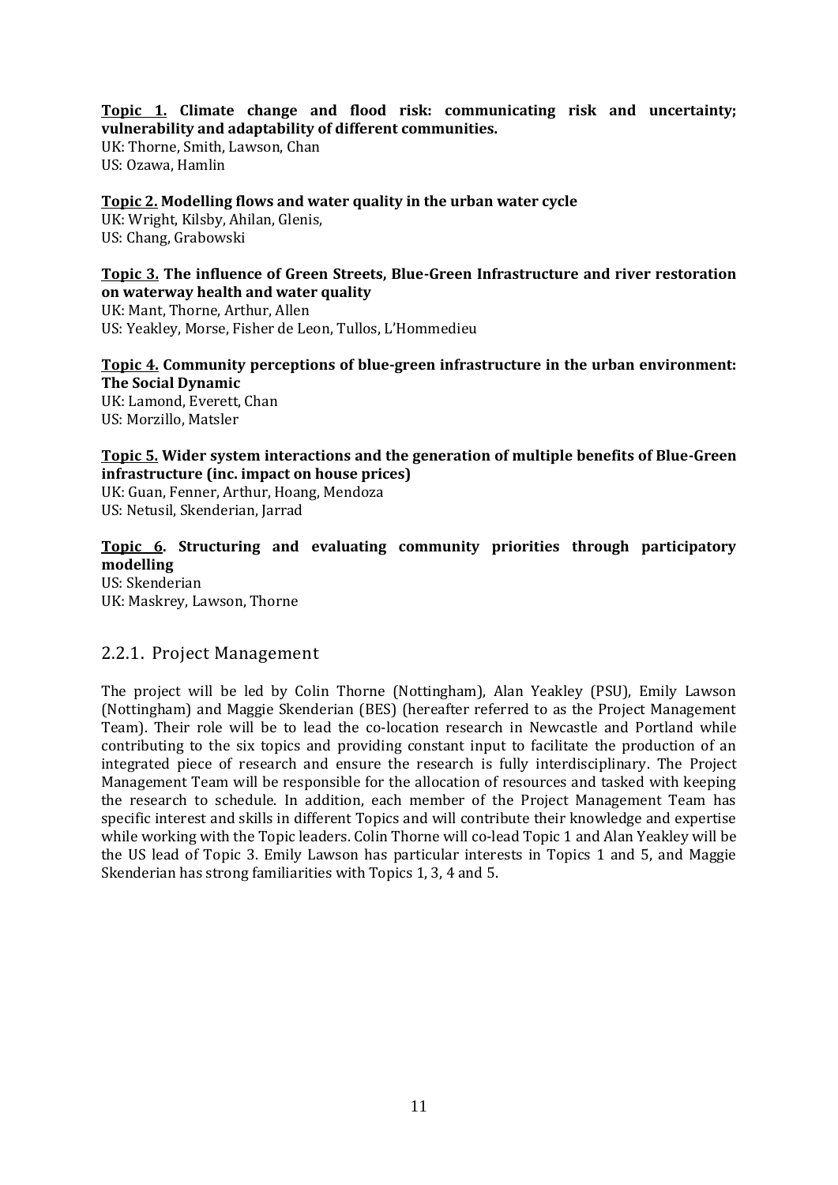**<u>Topic 1.</u> Climate change and flood risk: communicating risk and uncertainty; vulnerability and adaptability of different communities.**
UK: Thorne, Smith, Lawson, Chan
US: Ozawa, Hamlin

**<u>Topic 2.</u> Modelling flows and water quality in the urban water cycle**
UK: Wright, Kilsby, Ahilan, Glenis,
US: Chang, Grabowski

**<u>Topic 3.</u> The influence of Green Streets, Blue-Green Infrastructure and river restoration on waterway health and water quality**
UK: Mant, Thorne, Arthur, Allen
US: Yeakley, Morse, Fisher de Leon, Tullos, L'Hommedieu

**<u>Topic 4.</u> Community perceptions of blue-green infrastructure in the urban environment: The Social Dynamic**
UK: Lamond, Everett, Chan
US: Morzillo, Matsler

**<u>Topic 5.</u> Wider system interactions and the generation of multiple benefits of Blue-Green infrastructure (inc. impact on house prices)**
UK: Guan, Fenner, Arthur, Hoang, Mendoza
US: Netusil, Skenderian, Jarrad

**<u>Topic 6</u>. Structuring and evaluating community priorities through participatory modelling**
US: Skenderian
UK: Maskrey, Lawson, Thorne

### 2.2.1. Project Management

The project will be led by Colin Thorne (Nottingham), Alan Yeakley (PSU), Emily Lawson (Nottingham) and Maggie Skenderian (BES) (hereafter referred to as the Project Management Team). Their role will be to lead the co-location research in Newcastle and Portland while contributing to the six topics and providing constant input to facilitate the production of an integrated piece of research and ensure the research is fully interdisciplinary. The Project Management Team will be responsible for the allocation of resources and tasked with keeping the research to schedule. In addition, each member of the Project Management Team has specific interest and skills in different Topics and will contribute their knowledge and expertise while working with the Topic leaders. Colin Thorne will co-lead Topic 1 and Alan Yeakley will be the US lead of Topic 3. Emily Lawson has particular interests in Topics 1 and 5, and Maggie Skenderian has strong familiarities with Topics 1, 3, 4 and 5.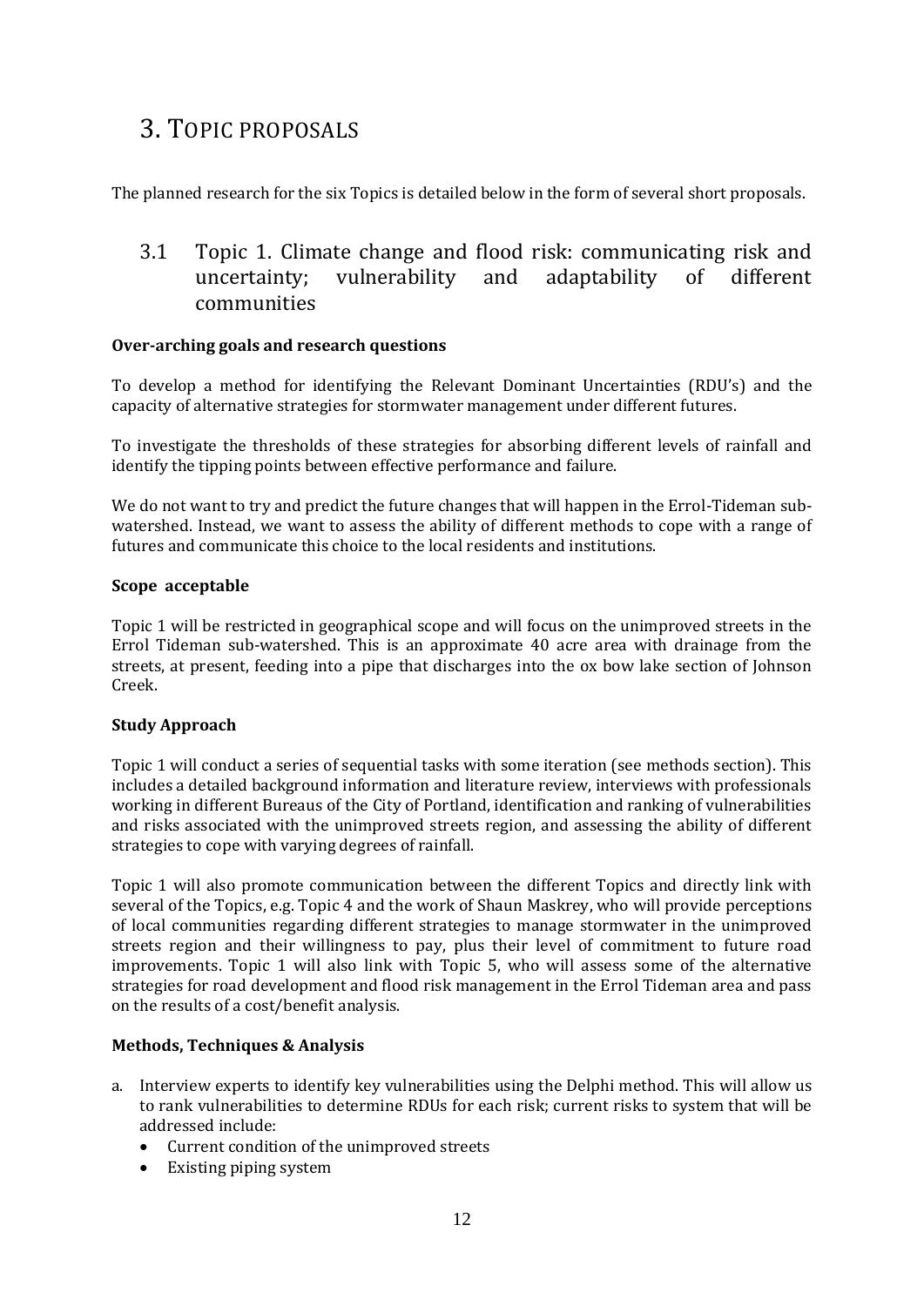# 3. TOPIC PROPOSALS

The planned research for the six Topics is detailed below in the form of several short proposals.

## 3.1 Topic 1. Climate change and flood risk: communicating risk and uncertainty; vulnerability and adaptability of different communities

**Over-arching goals and research questions**

To develop a method for identifying the Relevant Dominant Uncertainties (RDU's) and the capacity of alternative strategies for stormwater management under different futures.

To investigate the thresholds of these strategies for absorbing different levels of rainfall and identify the tipping points between effective performance and failure.

We do not want to try and predict the future changes that will happen in the Errol-Tideman sub-watershed. Instead, we want to assess the ability of different methods to cope with a range of futures and communicate this choice to the local residents and institutions.

**Scope acceptable**

Topic 1 will be restricted in geographical scope and will focus on the unimproved streets in the Errol Tideman sub-watershed. This is an approximate 40 acre area with drainage from the streets, at present, feeding into a pipe that discharges into the ox bow lake section of Johnson Creek.

**Study Approach**

Topic 1 will conduct a series of sequential tasks with some iteration (see methods section). This includes a detailed background information and literature review, interviews with professionals working in different Bureaus of the City of Portland, identification and ranking of vulnerabilities and risks associated with the unimproved streets region, and assessing the ability of different strategies to cope with varying degrees of rainfall.

Topic 1 will also promote communication between the different Topics and directly link with several of the Topics, e.g. Topic 4 and the work of Shaun Maskrey, who will provide perceptions of local communities regarding different strategies to manage stormwater in the unimproved streets region and their willingness to pay, plus their level of commitment to future road improvements. Topic 1 will also link with Topic 5, who will assess some of the alternative strategies for road development and flood risk management in the Errol Tideman area and pass on the results of a cost/benefit analysis.

**Methods, Techniques & Analysis**

a. Interview experts to identify key vulnerabilities using the Delphi method. This will allow us to rank vulnerabilities to determine RDUs for each risk; current risks to system that will be addressed include:
   - Current condition of the unimproved streets
   - Existing piping system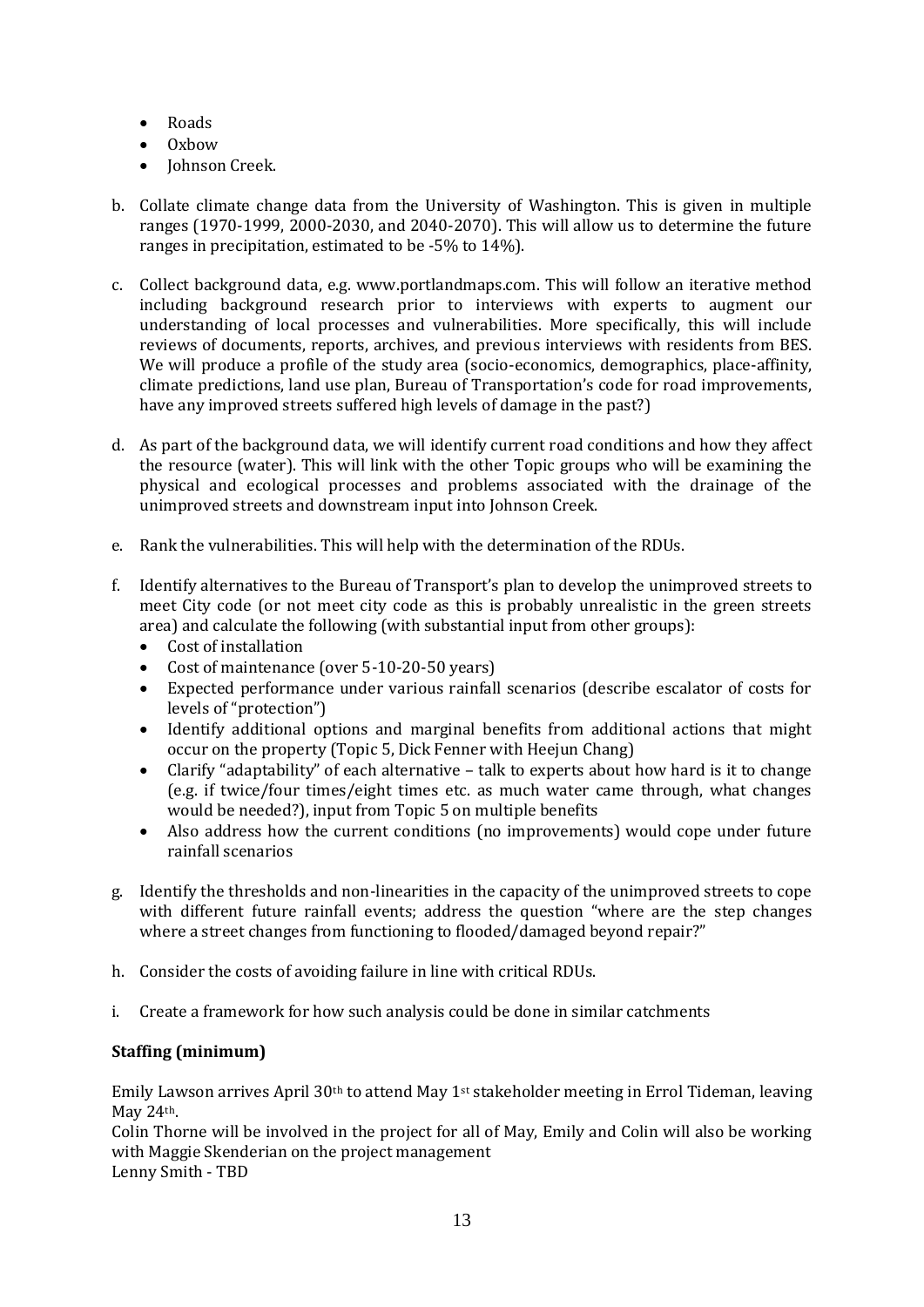- Roads
- Oxbow
- Johnson Creek.

b. Collate climate change data from the University of Washington. This is given in multiple ranges (1970-1999, 2000-2030, and 2040-2070). This will allow us to determine the future ranges in precipitation, estimated to be -5% to 14%).

c. Collect background data, e.g. www.portlandmaps.com. This will follow an iterative method including background research prior to interviews with experts to augment our understanding of local processes and vulnerabilities. More specifically, this will include reviews of documents, reports, archives, and previous interviews with residents from BES. We will produce a profile of the study area (socio-economics, demographics, place-affinity, climate predictions, land use plan, Bureau of Transportation's code for road improvements, have any improved streets suffered high levels of damage in the past?)

d. As part of the background data, we will identify current road conditions and how they affect the resource (water). This will link with the other Topic groups who will be examining the physical and ecological processes and problems associated with the drainage of the unimproved streets and downstream input into Johnson Creek.

e. Rank the vulnerabilities. This will help with the determination of the RDUs.

f. Identify alternatives to the Bureau of Transport's plan to develop the unimproved streets to meet City code (or not meet city code as this is probably unrealistic in the green streets area) and calculate the following (with substantial input from other groups):
   - Cost of installation
   - Cost of maintenance (over 5-10-20-50 years)
   - Expected performance under various rainfall scenarios (describe escalator of costs for levels of "protection")
   - Identify additional options and marginal benefits from additional actions that might occur on the property (Topic 5, Dick Fenner with Heejun Chang)
   - Clarify "adaptability" of each alternative – talk to experts about how hard is it to change (e.g. if twice/four times/eight times etc. as much water came through, what changes would be needed?), input from Topic 5 on multiple benefits
   - Also address how the current conditions (no improvements) would cope under future rainfall scenarios

g. Identify the thresholds and non-linearities in the capacity of the unimproved streets to cope with different future rainfall events; address the question "where are the step changes where a street changes from functioning to flooded/damaged beyond repair?"

h. Consider the costs of avoiding failure in line with critical RDUs.

i. Create a framework for how such analysis could be done in similar catchments

**Staffing (minimum)**

Emily Lawson arrives April 30th to attend May 1st stakeholder meeting in Errol Tideman, leaving May 24th.
Colin Thorne will be involved in the project for all of May, Emily and Colin will also be working with Maggie Skenderian on the project management
Lenny Smith - TBD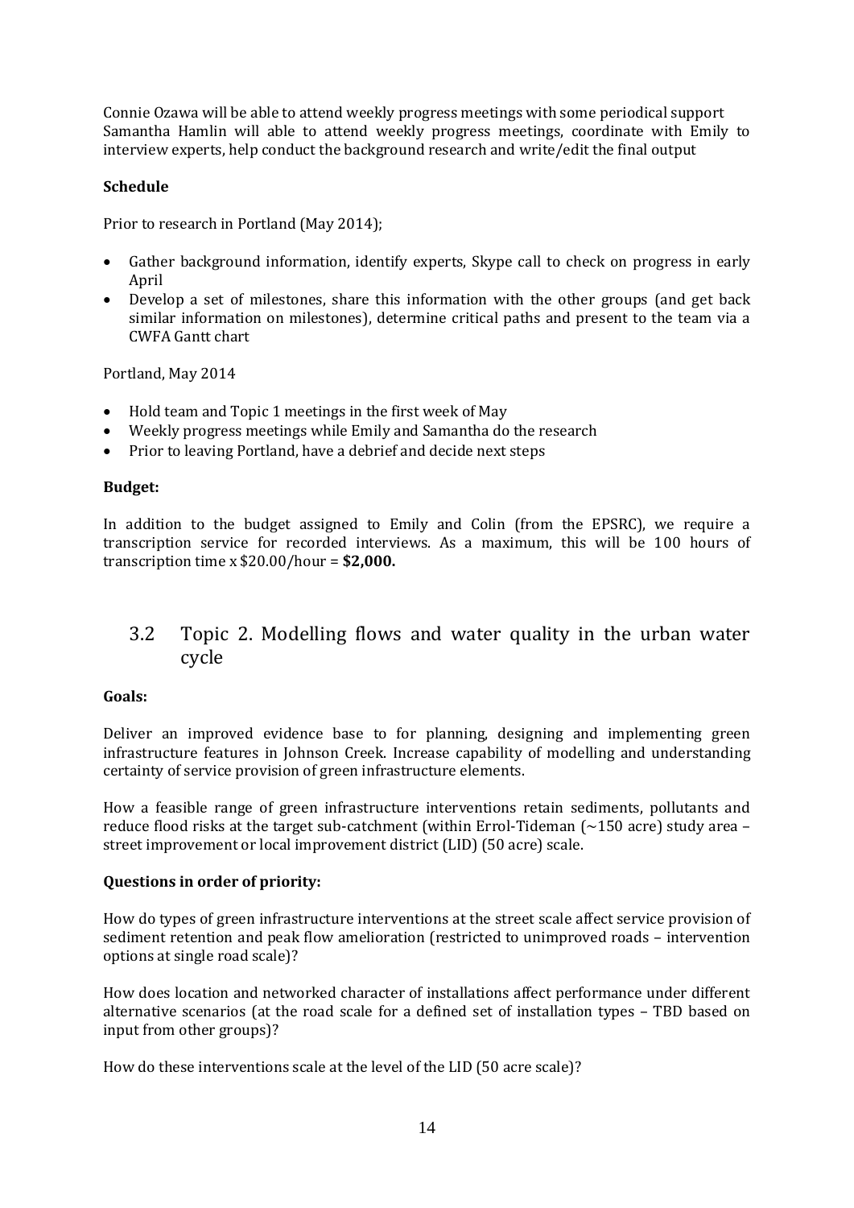Connie Ozawa will be able to attend weekly progress meetings with some periodical support
Samantha Hamlin will able to attend weekly progress meetings, coordinate with Emily to interview experts, help conduct the background research and write/edit the final output

**Schedule**

Prior to research in Portland (May 2014);

- Gather background information, identify experts, Skype call to check on progress in early April
- Develop a set of milestones, share this information with the other groups (and get back similar information on milestones), determine critical paths and present to the team via a CWFA Gantt chart

Portland, May 2014

- Hold team and Topic 1 meetings in the first week of May
- Weekly progress meetings while Emily and Samantha do the research
- Prior to leaving Portland, have a debrief and decide next steps

**Budget:**

In addition to the budget assigned to Emily and Colin (from the EPSRC), we require a transcription service for recorded interviews. As a maximum, this will be 100 hours of transcription time x $20.00/hour = **$2,000.**

## 3.2 Topic 2. Modelling flows and water quality in the urban water cycle

**Goals:**

Deliver an improved evidence base to for planning, designing and implementing green infrastructure features in Johnson Creek. Increase capability of modelling and understanding certainty of service provision of green infrastructure elements.

How a feasible range of green infrastructure interventions retain sediments, pollutants and reduce flood risks at the target sub-catchment (within Errol-Tideman (~150 acre) study area – street improvement or local improvement district (LID) (50 acre) scale.

**Questions in order of priority:**

How do types of green infrastructure interventions at the street scale affect service provision of sediment retention and peak flow amelioration (restricted to unimproved roads – intervention options at single road scale)?

How does location and networked character of installations affect performance under different alternative scenarios (at the road scale for a defined set of installation types – TBD based on input from other groups)?

How do these interventions scale at the level of the LID (50 acre scale)?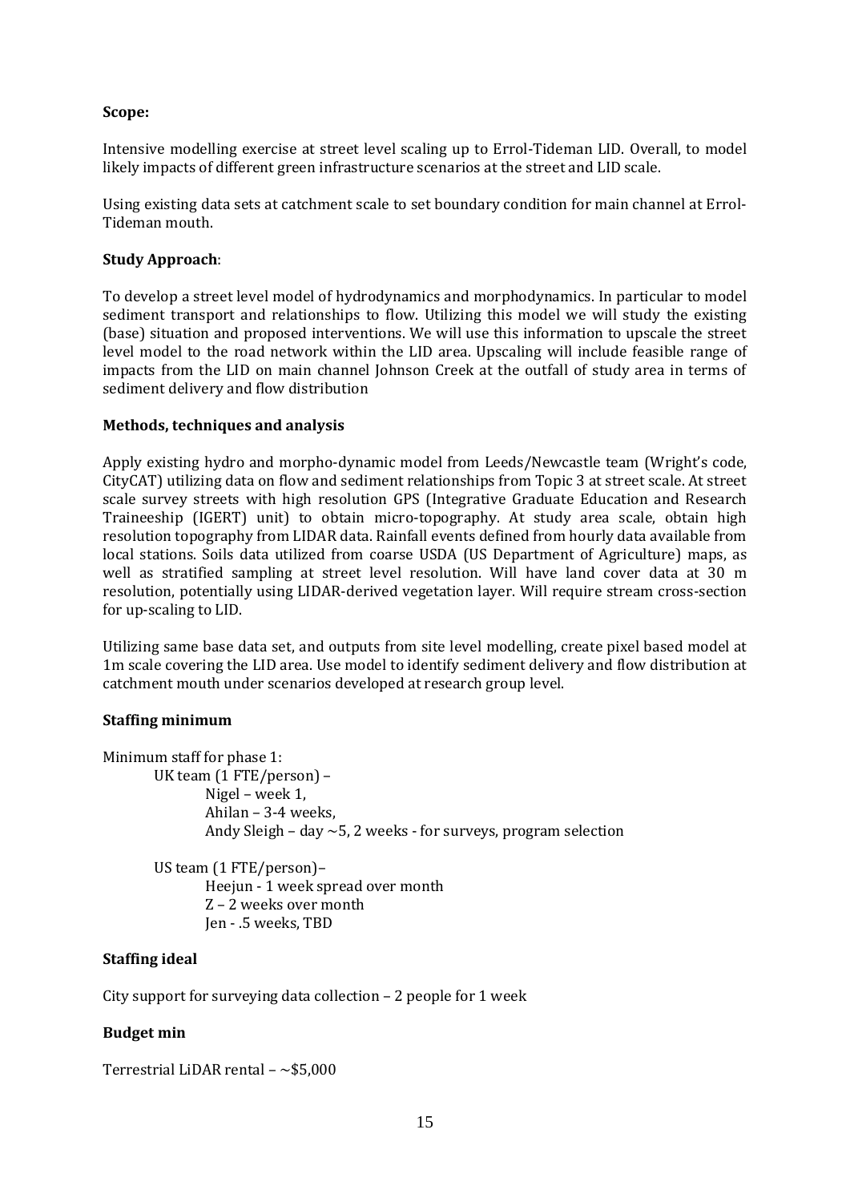**Scope:**

Intensive modelling exercise at street level scaling up to Errol-Tideman LID. Overall, to model likely impacts of different green infrastructure scenarios at the street and LID scale.

Using existing data sets at catchment scale to set boundary condition for main channel at Errol-Tideman mouth.

**Study Approach**:

To develop a street level model of hydrodynamics and morphodynamics. In particular to model sediment transport and relationships to flow. Utilizing this model we will study the existing (base) situation and proposed interventions. We will use this information to upscale the street level model to the road network within the LID area. Upscaling will include feasible range of impacts from the LID on main channel Johnson Creek at the outfall of study area in terms of sediment delivery and flow distribution

**Methods, techniques and analysis**

Apply existing hydro and morpho-dynamic model from Leeds/Newcastle team (Wright's code, CityCAT) utilizing data on flow and sediment relationships from Topic 3 at street scale. At street scale survey streets with high resolution GPS (Integrative Graduate Education and Research Traineeship (IGERT) unit) to obtain micro-topography. At study area scale, obtain high resolution topography from LIDAR data. Rainfall events defined from hourly data available from local stations. Soils data utilized from coarse USDA (US Department of Agriculture) maps, as well as stratified sampling at street level resolution. Will have land cover data at 30 m resolution, potentially using LIDAR-derived vegetation layer. Will require stream cross-section for up-scaling to LID.

Utilizing same base data set, and outputs from site level modelling, create pixel based model at 1m scale covering the LID area. Use model to identify sediment delivery and flow distribution at catchment mouth under scenarios developed at research group level.

**Staffing minimum**

Minimum staff for phase 1:

- UK team (1 FTE/person) –
  - Nigel – week 1,
  - Ahilan – 3-4 weeks,
  - Andy Sleigh – day ~5, 2 weeks - for surveys, program selection
- US team (1 FTE/person)–
  - Heejun - 1 week spread over month
  - Z – 2 weeks over month
  - Jen - .5 weeks, TBD

**Staffing ideal**

City support for surveying data collection – 2 people for 1 week

**Budget min**

Terrestrial LiDAR rental – ~$5,000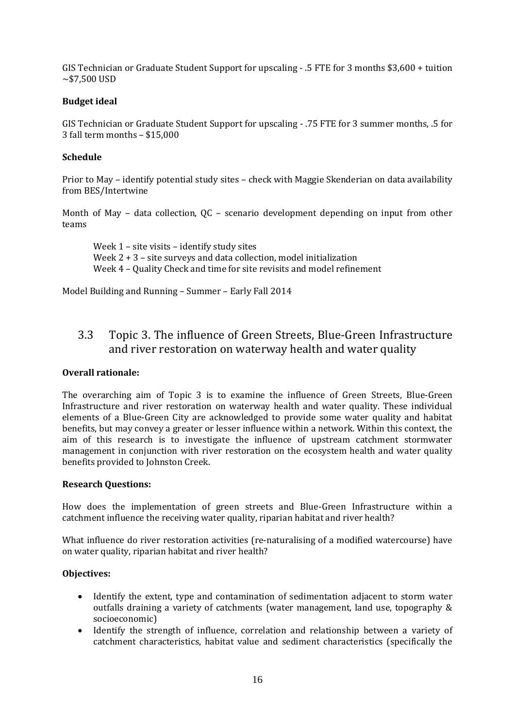GIS Technician or Graduate Student Support for upscaling - .5 FTE for 3 months $3,600 + tuition ~$7,500 USD

**Budget ideal**

GIS Technician or Graduate Student Support for upscaling - .75 FTE for 3 summer months, .5 for 3 fall term months – $15,000

**Schedule**

Prior to May – identify potential study sites – check with Maggie Skenderian on data availability from BES/Intertwine

Month of May – data collection, QC – scenario development depending on input from other teams

> Week 1 – site visits – identify study sites
> Week 2 + 3 – site surveys and data collection, model initialization
> Week 4 – Quality Check and time for site revisits and model refinement

Model Building and Running – Summer – Early Fall 2014

## 3.3 Topic 3. The influence of Green Streets, Blue-Green Infrastructure and river restoration on waterway health and water quality

**Overall rationale:**

The overarching aim of Topic 3 is to examine the influence of Green Streets, Blue-Green Infrastructure and river restoration on waterway health and water quality. These individual elements of a Blue-Green City are acknowledged to provide some water quality and habitat benefits, but may convey a greater or lesser influence within a network. Within this context, the aim of this research is to investigate the influence of upstream catchment stormwater management in conjunction with river restoration on the ecosystem health and water quality benefits provided to Johnston Creek.

**Research Questions:**

How does the implementation of green streets and Blue-Green Infrastructure within a catchment influence the receiving water quality, riparian habitat and river health?

What influence do river restoration activities (re-naturalising of a modified watercourse) have on water quality, riparian habitat and river health?

**Objectives:**

- Identify the extent, type and contamination of sedimentation adjacent to storm water outfalls draining a variety of catchments (water management, land use, topography & socioeconomic)
- Identify the strength of influence, correlation and relationship between a variety of catchment characteristics, habitat value and sediment characteristics (specifically the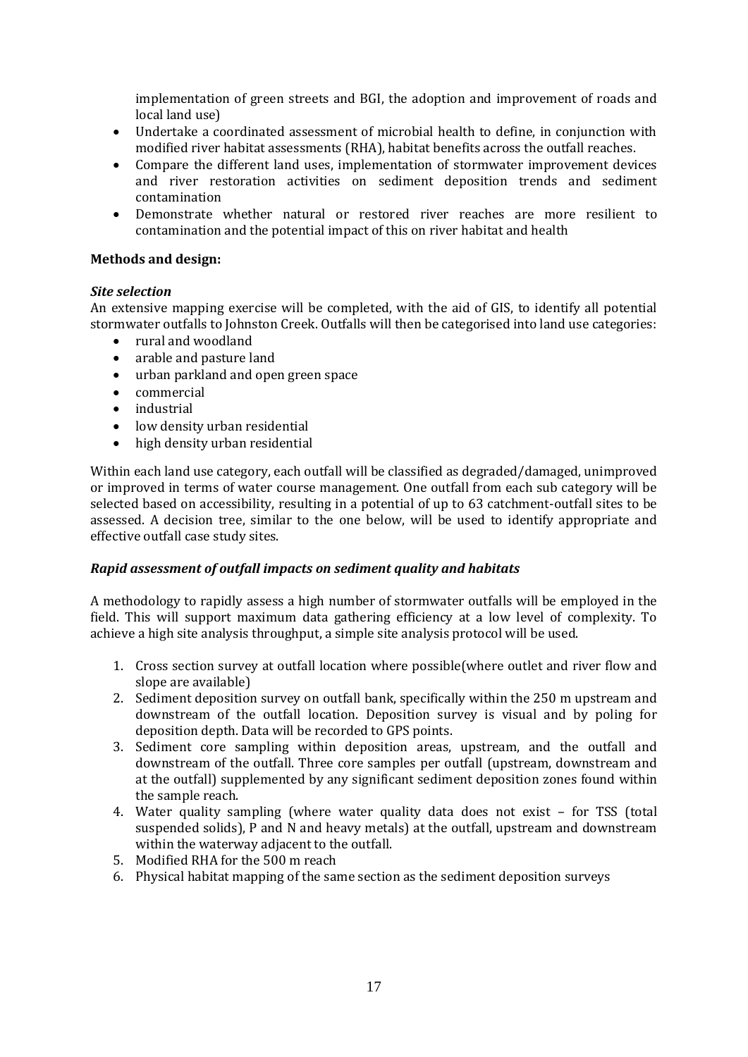implementation of green streets and BGI, the adoption and improvement of roads and local land use)
- Undertake a coordinated assessment of microbial health to define, in conjunction with modified river habitat assessments (RHA), habitat benefits across the outfall reaches.
- Compare the different land uses, implementation of stormwater improvement devices and river restoration activities on sediment deposition trends and sediment contamination
- Demonstrate whether natural or restored river reaches are more resilient to contamination and the potential impact of this on river habitat and health

**Methods and design:**

***Site selection***

An extensive mapping exercise will be completed, with the aid of GIS, to identify all potential stormwater outfalls to Johnston Creek. Outfalls will then be categorised into land use categories:

- rural and woodland
- arable and pasture land
- urban parkland and open green space
- commercial
- industrial
- low density urban residential
- high density urban residential

Within each land use category, each outfall will be classified as degraded/damaged, unimproved or improved in terms of water course management. One outfall from each sub category will be selected based on accessibility, resulting in a potential of up to 63 catchment-outfall sites to be assessed. A decision tree, similar to the one below, will be used to identify appropriate and effective outfall case study sites.

***Rapid assessment of outfall impacts on sediment quality and habitats***

A methodology to rapidly assess a high number of stormwater outfalls will be employed in the field. This will support maximum data gathering efficiency at a low level of complexity. To achieve a high site analysis throughput, a simple site analysis protocol will be used.

1. Cross section survey at outfall location where possible(where outlet and river flow and slope are available)
2. Sediment deposition survey on outfall bank, specifically within the 250 m upstream and downstream of the outfall location. Deposition survey is visual and by poling for deposition depth. Data will be recorded to GPS points.
3. Sediment core sampling within deposition areas, upstream, and the outfall and downstream of the outfall. Three core samples per outfall (upstream, downstream and at the outfall) supplemented by any significant sediment deposition zones found within the sample reach.
4. Water quality sampling (where water quality data does not exist – for TSS (total suspended solids), P and N and heavy metals) at the outfall, upstream and downstream within the waterway adjacent to the outfall.
5. Modified RHA for the 500 m reach
6. Physical habitat mapping of the same section as the sediment deposition surveys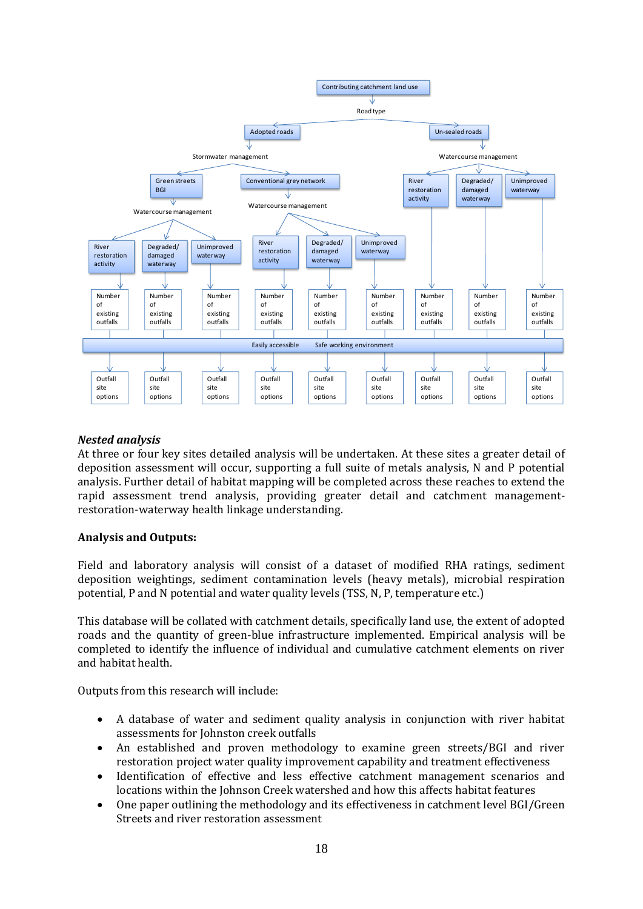- Contributing catchment land use
  - Road type
    - Adopted roads
      - Stormwater management
        - Green streets BGI
          - Watercourse management
            - River restoration activity → Number of existing outfalls → Outfall site options
            - Degraded/ damaged waterway → Number of existing outfalls → Outfall site options
            - Unimproved waterway → Number of existing outfalls → Outfall site options
        - Conventional grey network
          - Watercourse management
            - River restoration activity → Number of existing outfalls → Outfall site options
            - Degraded/ damaged waterway → Number of existing outfalls → Outfall site options
            - Unimproved waterway → Number of existing outfalls → Outfall site options
    - Un-sealed roads
      - Watercourse management
        - River restoration activity → Number of existing outfalls → Outfall site options
        - Degraded/ damaged waterway → Number of existing outfalls → Outfall site options
        - Unimproved waterway → Number of existing outfalls → Outfall site options

Easily accessible    Safe working environment

***Nested analysis***

At three or four key sites detailed analysis will be undertaken. At these sites a greater detail of deposition assessment will occur, supporting a full suite of metals analysis, N and P potential analysis. Further detail of habitat mapping will be completed across these reaches to extend the rapid assessment trend analysis, providing greater detail and catchment management-restoration-waterway health linkage understanding.

**Analysis and Outputs:**

Field and laboratory analysis will consist of a dataset of modified RHA ratings, sediment deposition weightings, sediment contamination levels (heavy metals), microbial respiration potential, P and N potential and water quality levels (TSS, N, P, temperature etc.)

This database will be collated with catchment details, specifically land use, the extent of adopted roads and the quantity of green-blue infrastructure implemented. Empirical analysis will be completed to identify the influence of individual and cumulative catchment elements on river and habitat health.

Outputs from this research will include:

- A database of water and sediment quality analysis in conjunction with river habitat assessments for Johnston creek outfalls
- An established and proven methodology to examine green streets/BGI and river restoration project water quality improvement capability and treatment effectiveness
- Identification of effective and less effective catchment management scenarios and locations within the Johnson Creek watershed and how this affects habitat features
- One paper outlining the methodology and its effectiveness in catchment level BGI/Green Streets and river restoration assessment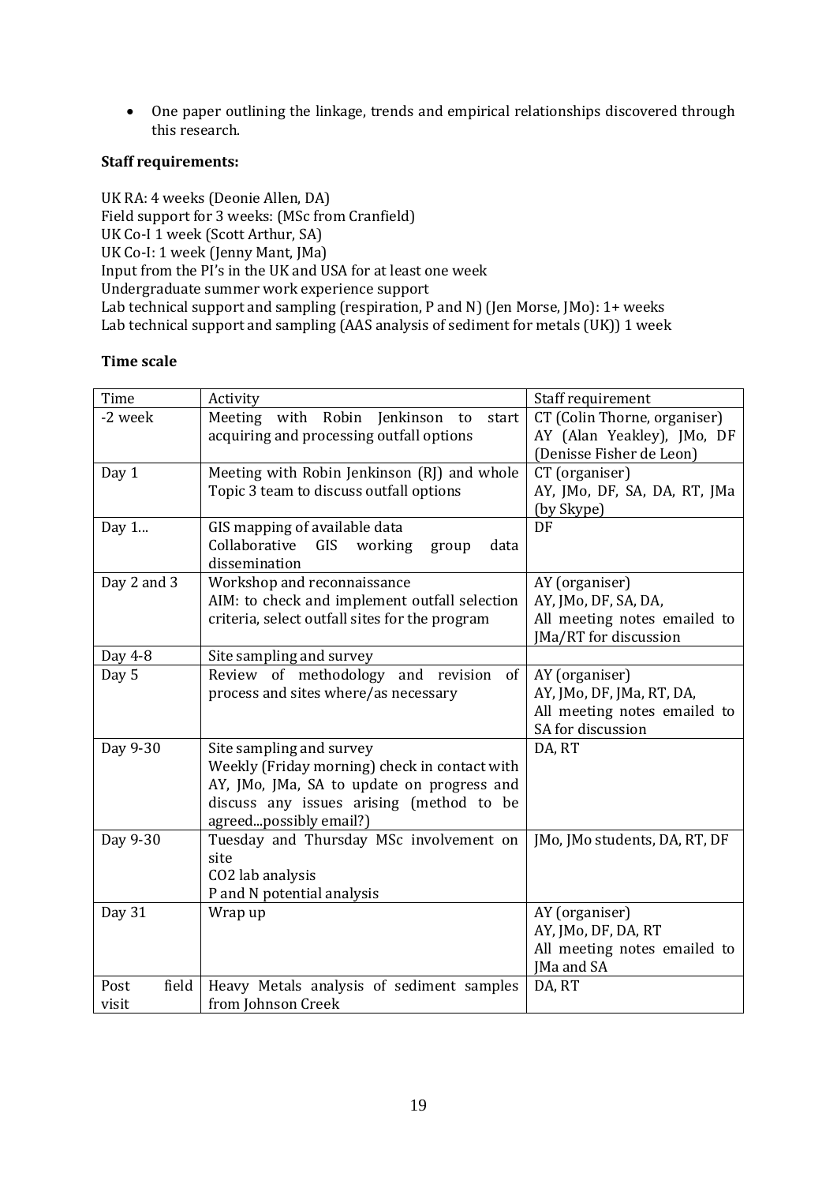- One paper outlining the linkage, trends and empirical relationships discovered through this research.

**Staff requirements:**

UK RA: 4 weeks (Deonie Allen, DA)
Field support for 3 weeks: (MSc from Cranfield)
UK Co-I 1 week (Scott Arthur, SA)
UK Co-I: 1 week (Jenny Mant, JMa)
Input from the PI's in the UK and USA for at least one week
Undergraduate summer work experience support
Lab technical support and sampling (respiration, P and N) (Jen Morse, JMo): 1+ weeks
Lab technical support and sampling (AAS analysis of sediment for metals (UK)) 1 week

**Time scale**

| Time | Activity | Staff requirement |
|---|---|---|
| -2 week | Meeting with Robin Jenkinson to start acquiring and processing outfall options | CT (Colin Thorne, organiser)<br>AY (Alan Yeakley), JMo, DF (Denisse Fisher de Leon) |
| Day 1 | Meeting with Robin Jenkinson (RJ) and whole Topic 3 team to discuss outfall options | CT (organiser)<br>AY, JMo, DF, SA, DA, RT, JMa (by Skype) |
| Day 1... | GIS mapping of available data<br>Collaborative GIS working group data dissemination | DF |
| Day 2 and 3 | Workshop and reconnaissance<br>AIM: to check and implement outfall selection criteria, select outfall sites for the program | AY (organiser)<br>AY, JMo, DF, SA, DA,<br>All meeting notes emailed to JMa/RT for discussion |
| Day 4-8 | Site sampling and survey | |
| Day 5 | Review of methodology and revision of process and sites where/as necessary | AY (organiser)<br>AY, JMo, DF, JMa, RT, DA,<br>All meeting notes emailed to SA for discussion |
| Day 9-30 | Site sampling and survey<br>Weekly (Friday morning) check in contact with AY, JMo, JMa, SA to update on progress and discuss any issues arising (method to be agreed...possibly email?) | DA, RT |
| Day 9-30 | Tuesday and Thursday MSc involvement on site<br>CO2 lab analysis<br>P and N potential analysis | JMo, JMo students, DA, RT, DF |
| Day 31 | Wrap up | AY (organiser)<br>AY, JMo, DF, DA, RT<br>All meeting notes emailed to JMa and SA |
| Post field visit | Heavy Metals analysis of sediment samples from Johnson Creek | DA, RT |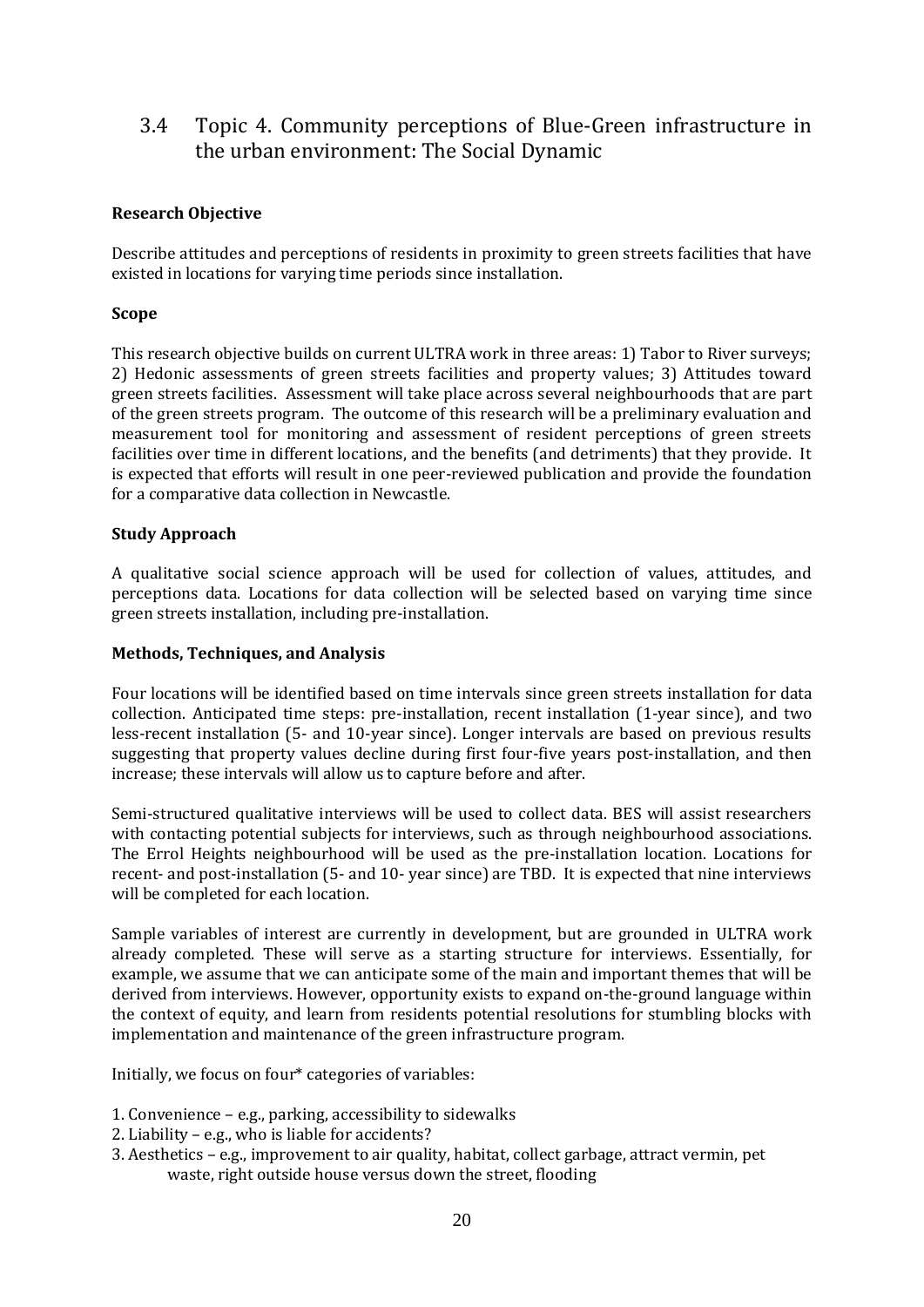## 3.4 Topic 4. Community perceptions of Blue-Green infrastructure in the urban environment: The Social Dynamic

**Research Objective**

Describe attitudes and perceptions of residents in proximity to green streets facilities that have existed in locations for varying time periods since installation.

**Scope**

This research objective builds on current ULTRA work in three areas: 1) Tabor to River surveys; 2) Hedonic assessments of green streets facilities and property values; 3) Attitudes toward green streets facilities. Assessment will take place across several neighbourhoods that are part of the green streets program. The outcome of this research will be a preliminary evaluation and measurement tool for monitoring and assessment of resident perceptions of green streets facilities over time in different locations, and the benefits (and detriments) that they provide. It is expected that efforts will result in one peer-reviewed publication and provide the foundation for a comparative data collection in Newcastle.

**Study Approach**

A qualitative social science approach will be used for collection of values, attitudes, and perceptions data. Locations for data collection will be selected based on varying time since green streets installation, including pre-installation.

**Methods, Techniques, and Analysis**

Four locations will be identified based on time intervals since green streets installation for data collection. Anticipated time steps: pre-installation, recent installation (1-year since), and two less-recent installation (5- and 10-year since). Longer intervals are based on previous results suggesting that property values decline during first four-five years post-installation, and then increase; these intervals will allow us to capture before and after.

Semi-structured qualitative interviews will be used to collect data. BES will assist researchers with contacting potential subjects for interviews, such as through neighbourhood associations. The Errol Heights neighbourhood will be used as the pre-installation location. Locations for recent- and post-installation (5- and 10- year since) are TBD. It is expected that nine interviews will be completed for each location.

Sample variables of interest are currently in development, but are grounded in ULTRA work already completed. These will serve as a starting structure for interviews. Essentially, for example, we assume that we can anticipate some of the main and important themes that will be derived from interviews. However, opportunity exists to expand on-the-ground language within the context of equity, and learn from residents potential resolutions for stumbling blocks with implementation and maintenance of the green infrastructure program.

Initially, we focus on four* categories of variables:

1. Convenience – e.g., parking, accessibility to sidewalks
2. Liability – e.g., who is liable for accidents?
3. Aesthetics – e.g., improvement to air quality, habitat, collect garbage, attract vermin, pet waste, right outside house versus down the street, flooding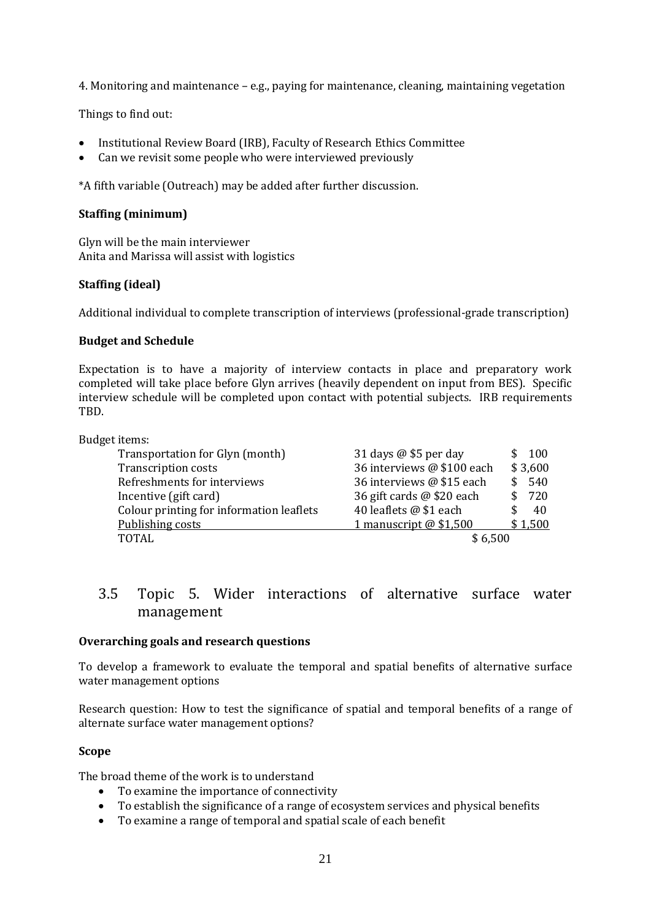4. Monitoring and maintenance – e.g., paying for maintenance, cleaning, maintaining vegetation

Things to find out:

- Institutional Review Board (IRB), Faculty of Research Ethics Committee
- Can we revisit some people who were interviewed previously

*A fifth variable (Outreach) may be added after further discussion.

**Staffing (minimum)**

Glyn will be the main interviewer
Anita and Marissa will assist with logistics

**Staffing (ideal)**

Additional individual to complete transcription of interviews (professional-grade transcription)

**Budget and Schedule**

Expectation is to have a majority of interview contacts in place and preparatory work completed will take place before Glyn arrives (heavily dependent on input from BES). Specific interview schedule will be completed upon contact with potential subjects. IRB requirements TBD.

Budget items:

| | | |
|---|---|---|
| Transportation for Glyn (month) | 31 days @ $5 per day | $ 100 |
| Transcription costs | 36 interviews @ $100 each | $ 3,600 |
| Refreshments for interviews | 36 interviews @ $15 each | $ 540 |
| Incentive (gift card) | 36 gift cards @ $20 each | $ 720 |
| Colour printing for information leaflets | 40 leaflets @ $1 each | $ 40 |
| Publishing costs | 1 manuscript @ $1,500 | $ 1,500 |
| TOTAL | $ 6,500 | |

## 3.5 Topic 5. Wider interactions of alternative surface water management

**Overarching goals and research questions**

To develop a framework to evaluate the temporal and spatial benefits of alternative surface water management options

Research question: How to test the significance of spatial and temporal benefits of a range of alternate surface water management options?

**Scope**

The broad theme of the work is to understand

- To examine the importance of connectivity
- To establish the significance of a range of ecosystem services and physical benefits
- To examine a range of temporal and spatial scale of each benefit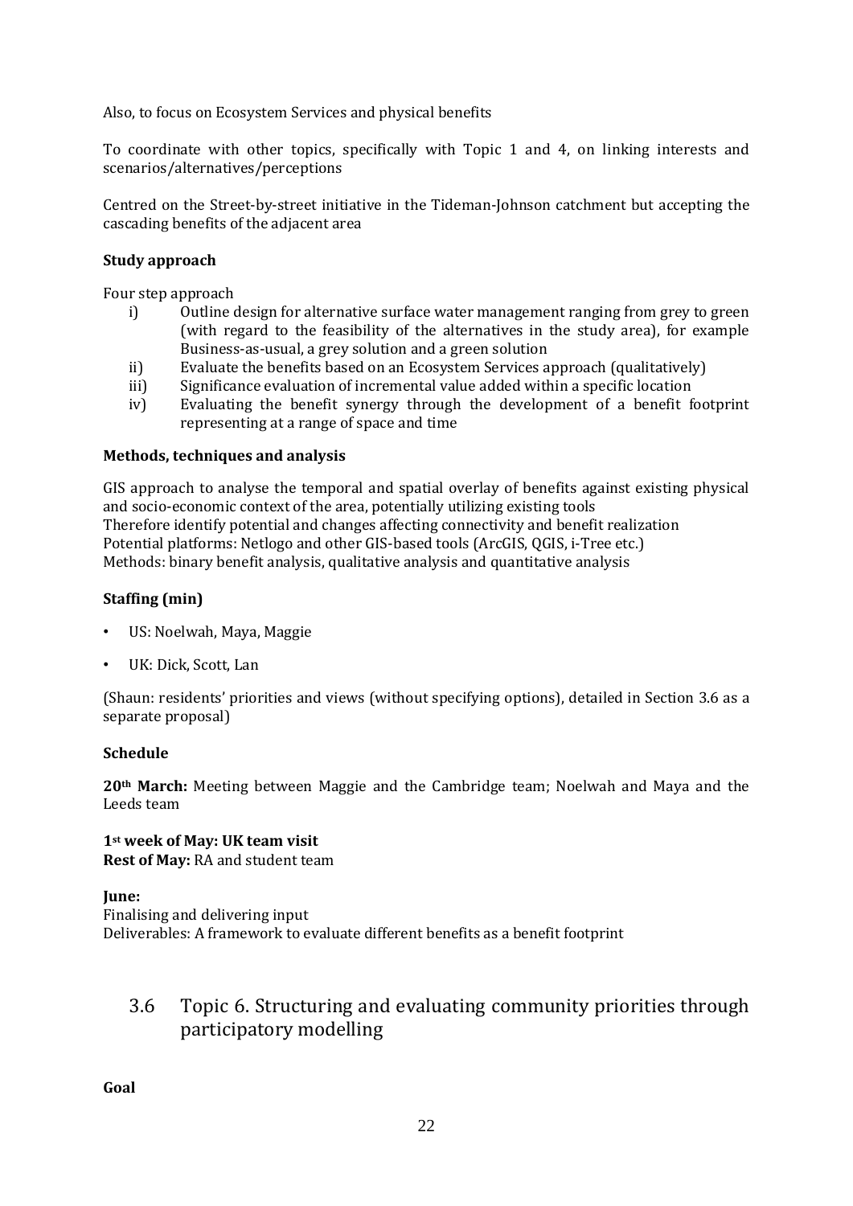Also, to focus on Ecosystem Services and physical benefits

To coordinate with other topics, specifically with Topic 1 and 4, on linking interests and scenarios/alternatives/perceptions

Centred on the Street-by-street initiative in the Tideman-Johnson catchment but accepting the cascading benefits of the adjacent area

**Study approach**

Four step approach

i) Outline design for alternative surface water management ranging from grey to green (with regard to the feasibility of the alternatives in the study area), for example Business-as-usual, a grey solution and a green solution
ii) Evaluate the benefits based on an Ecosystem Services approach (qualitatively)
iii) Significance evaluation of incremental value added within a specific location
iv) Evaluating the benefit synergy through the development of a benefit footprint representing at a range of space and time

**Methods, techniques and analysis**

GIS approach to analyse the temporal and spatial overlay of benefits against existing physical and socio-economic context of the area, potentially utilizing existing tools
Therefore identify potential and changes affecting connectivity and benefit realization
Potential platforms: Netlogo and other GIS-based tools (ArcGIS, QGIS, i-Tree etc.)
Methods: binary benefit analysis, qualitative analysis and quantitative analysis

**Staffing (min)**

- US: Noelwah, Maya, Maggie
- UK: Dick, Scott, Lan

(Shaun: residents' priorities and views (without specifying options), detailed in Section 3.6 as a separate proposal)

**Schedule**

**20th March:** Meeting between Maggie and the Cambridge team; Noelwah and Maya and the Leeds team

**1st week of May: UK team visit**
**Rest of May:** RA and student team

**June:**
Finalising and delivering input
Deliverables: A framework to evaluate different benefits as a benefit footprint

## 3.6 Topic 6. Structuring and evaluating community priorities through participatory modelling

**Goal**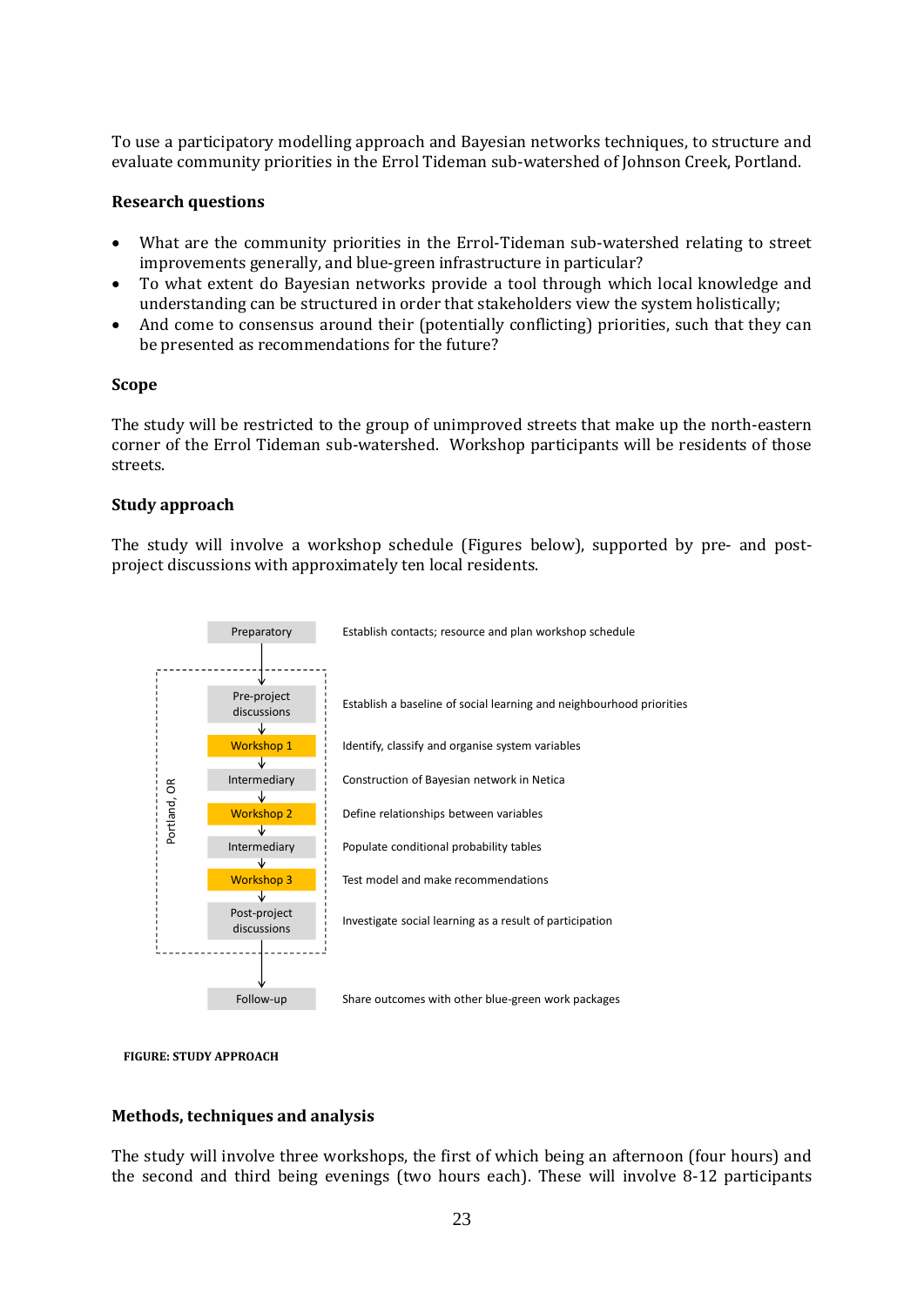To use a participatory modelling approach and Bayesian networks techniques, to structure and evaluate community priorities in the Errol Tideman sub-watershed of Johnson Creek, Portland.

**Research questions**

- What are the community priorities in the Errol-Tideman sub-watershed relating to street improvements generally, and blue-green infrastructure in particular?
- To what extent do Bayesian networks provide a tool through which local knowledge and understanding can be structured in order that stakeholders view the system holistically;
- And come to consensus around their (potentially conflicting) priorities, such that they can be presented as recommendations for the future?

**Scope**

The study will be restricted to the group of unimproved streets that make up the north-eastern corner of the Errol Tideman sub-watershed. Workshop participants will be residents of those streets.

**Study approach**

The study will involve a workshop schedule (Figures below), supported by pre- and post-project discussions with approximately ten local residents.

| Stage | Description |
| --- | --- |
| Preparatory | Establish contacts; resource and plan workshop schedule |
| Pre-project discussions | Establish a baseline of social learning and neighbourhood priorities |
| Workshop 1 | Identify, classify and organise system variables |
| Intermediary | Construction of Bayesian network in Netica |
| Workshop 2 | Define relationships between variables |
| Intermediary | Populate conditional probability tables |
| Workshop 3 | Test model and make recommendations |
| Post-project discussions | Investigate social learning as a result of participation |
| Follow-up | Share outcomes with other blue-green work packages |

(Stages from Pre-project discussions to Post-project discussions: Portland, OR)

**FIGURE: STUDY APPROACH**

**Methods, techniques and analysis**

The study will involve three workshops, the first of which being an afternoon (four hours) and the second and third being evenings (two hours each). These will involve 8-12 participants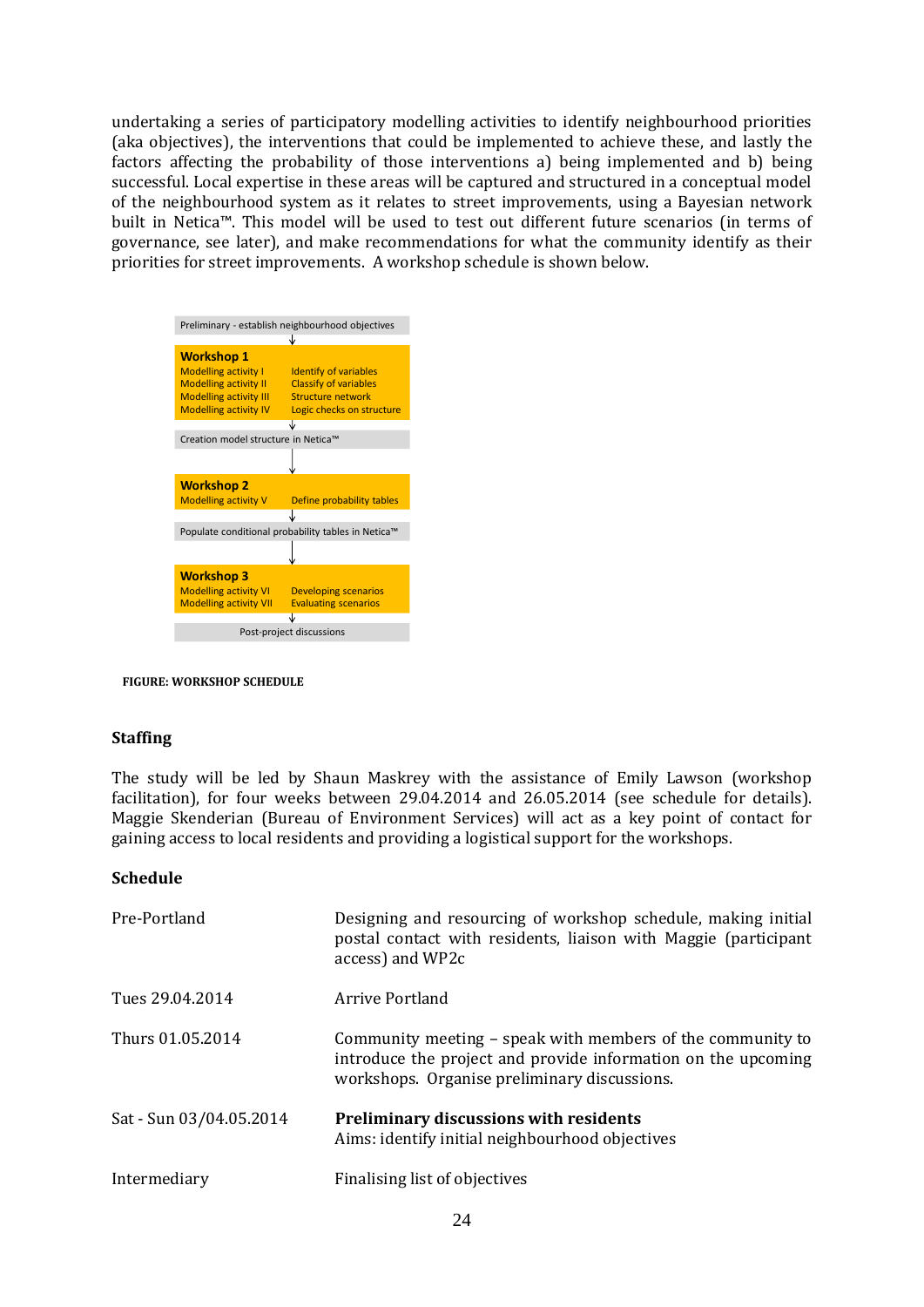undertaking a series of participatory modelling activities to identify neighbourhood priorities (aka objectives), the interventions that could be implemented to achieve these, and lastly the factors affecting the probability of those interventions a) being implemented and b) being successful. Local expertise in these areas will be captured and structured in a conceptual model of the neighbourhood system as it relates to street improvements, using a Bayesian network built in Netica™. This model will be used to test out different future scenarios (in terms of governance, see later), and make recommendations for what the community identify as their priorities for street improvements. A workshop schedule is shown below.

Preliminary - establish neighbourhood objectives

↓

**Workshop 1**

| | |
|---|---|
| Modelling activity I | Identify of variables |
| Modelling activity II | Classify of variables |
| Modelling activity III | Structure network |
| Modelling activity IV | Logic checks on structure |

↓

Creation model structure in Netica™

↓

**Workshop 2**

| | |
|---|---|
| Modelling activity V | Define probability tables |

↓

Populate conditional probability tables in Netica™

↓

**Workshop 3**

| | |
|---|---|
| Modelling activity VI | Developing scenarios |
| Modelling activity VII | Evaluating scenarios |

↓

Post-project discussions

**FIGURE: WORKSHOP SCHEDULE**

### Staffing

The study will be led by Shaun Maskrey with the assistance of Emily Lawson (workshop facilitation), for four weeks between 29.04.2014 and 26.05.2014 (see schedule for details). Maggie Skenderian (Bureau of Environment Services) will act as a key point of contact for gaining access to local residents and providing a logistical support for the workshops.

### Schedule

| | |
|---|---|
| Pre-Portland | Designing and resourcing of workshop schedule, making initial postal contact with residents, liaison with Maggie (participant access) and WP2c |
| Tues 29.04.2014 | Arrive Portland |
| Thurs 01.05.2014 | Community meeting – speak with members of the community to introduce the project and provide information on the upcoming workshops. Organise preliminary discussions. |
| Sat - Sun 03/04.05.2014 | **Preliminary discussions with residents**<br>Aims: identify initial neighbourhood objectives |
| Intermediary | Finalising list of objectives |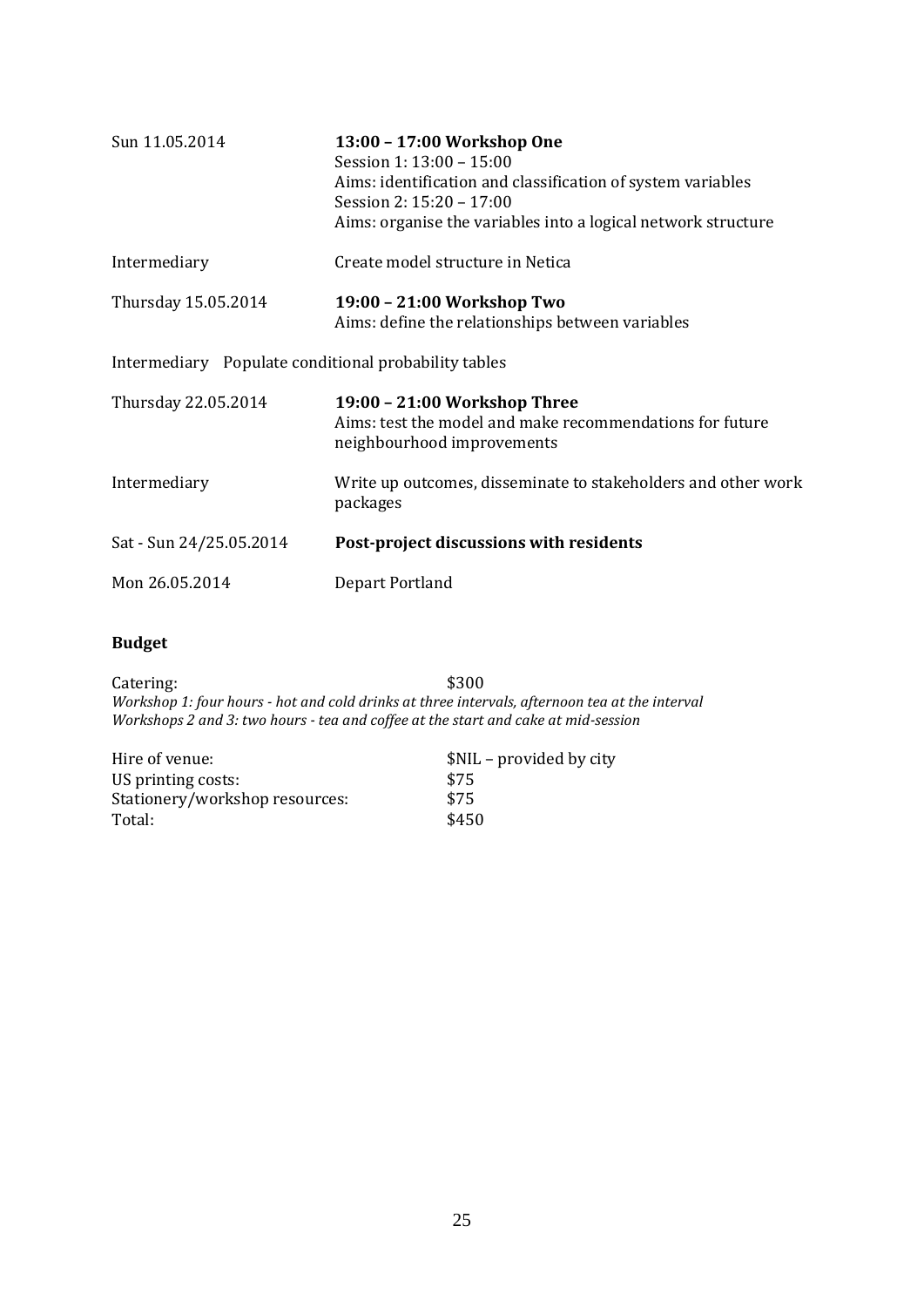| | |
|---|---|
| Sun 11.05.2014 | **13:00 – 17:00 Workshop One**<br>Session 1: 13:00 – 15:00<br>Aims: identification and classification of system variables<br>Session 2: 15:20 – 17:00<br>Aims: organise the variables into a logical network structure |
| Intermediary | Create model structure in Netica |
| Thursday 15.05.2014 | **19:00 – 21:00 Workshop Two**<br>Aims: define the relationships between variables |
| Intermediary | Populate conditional probability tables |
| Thursday 22.05.2014 | **19:00 – 21:00 Workshop Three**<br>Aims: test the model and make recommendations for future neighbourhood improvements |
| Intermediary | Write up outcomes, disseminate to stakeholders and other work packages |
| Sat - Sun 24/25.05.2014 | **Post-project discussions with residents** |
| Mon 26.05.2014 | Depart Portland |

**Budget**

Catering: $300

*Workshop 1: four hours - hot and cold drinks at three intervals, afternoon tea at the interval*
*Workshops 2 and 3: two hours - tea and coffee at the start and cake at mid-session*

| | |
|---|---|
| Hire of venue: | $NIL – provided by city |
| US printing costs: | $75 |
| Stationery/workshop resources: | $75 |
| Total: | $450 |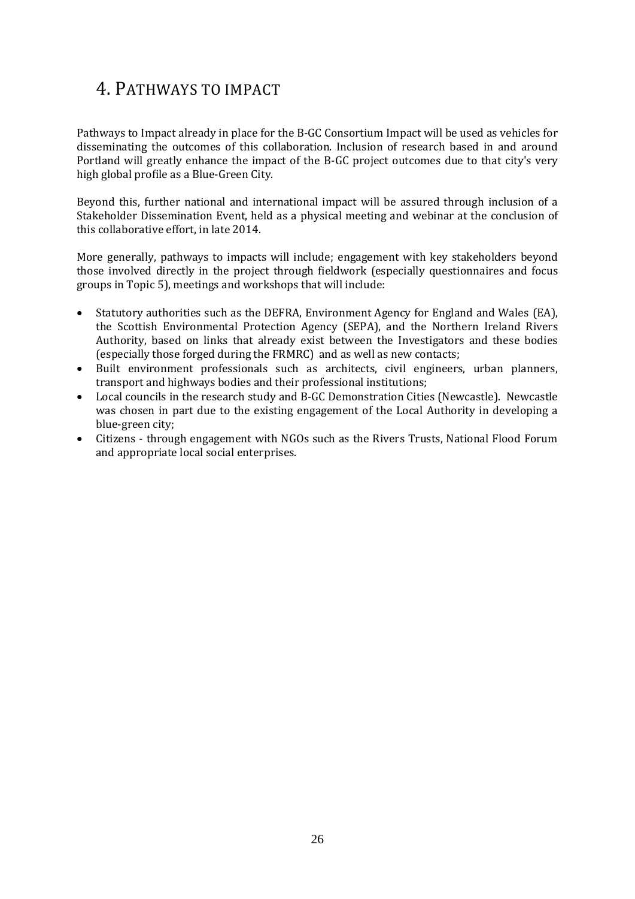# 4. PATHWAYS TO IMPACT

Pathways to Impact already in place for the B-GC Consortium Impact will be used as vehicles for disseminating the outcomes of this collaboration. Inclusion of research based in and around Portland will greatly enhance the impact of the B-GC project outcomes due to that city's very high global profile as a Blue-Green City.

Beyond this, further national and international impact will be assured through inclusion of a Stakeholder Dissemination Event, held as a physical meeting and webinar at the conclusion of this collaborative effort, in late 2014.

More generally, pathways to impacts will include; engagement with key stakeholders beyond those involved directly in the project through fieldwork (especially questionnaires and focus groups in Topic 5), meetings and workshops that will include:

- Statutory authorities such as the DEFRA, Environment Agency for England and Wales (EA), the Scottish Environmental Protection Agency (SEPA), and the Northern Ireland Rivers Authority, based on links that already exist between the Investigators and these bodies (especially those forged during the FRMRC) and as well as new contacts;
- Built environment professionals such as architects, civil engineers, urban planners, transport and highways bodies and their professional institutions;
- Local councils in the research study and B-GC Demonstration Cities (Newcastle). Newcastle was chosen in part due to the existing engagement of the Local Authority in developing a blue-green city;
- Citizens - through engagement with NGOs such as the Rivers Trusts, National Flood Forum and appropriate local social enterprises.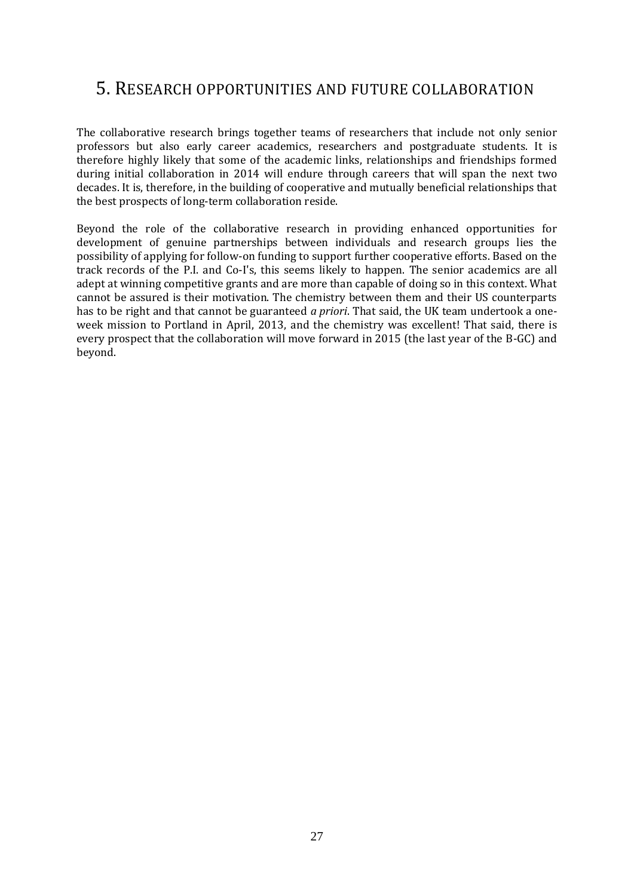# 5. Research opportunities and future collaboration

The collaborative research brings together teams of researchers that include not only senior professors but also early career academics, researchers and postgraduate students. It is therefore highly likely that some of the academic links, relationships and friendships formed during initial collaboration in 2014 will endure through careers that will span the next two decades. It is, therefore, in the building of cooperative and mutually beneficial relationships that the best prospects of long-term collaboration reside.

Beyond the role of the collaborative research in providing enhanced opportunities for development of genuine partnerships between individuals and research groups lies the possibility of applying for follow-on funding to support further cooperative efforts. Based on the track records of the P.I. and Co-I's, this seems likely to happen. The senior academics are all adept at winning competitive grants and are more than capable of doing so in this context. What cannot be assured is their motivation. The chemistry between them and their US counterparts has to be right and that cannot be guaranteed *a priori*. That said, the UK team undertook a one-week mission to Portland in April, 2013, and the chemistry was excellent! That said, there is every prospect that the collaboration will move forward in 2015 (the last year of the B-GC) and beyond.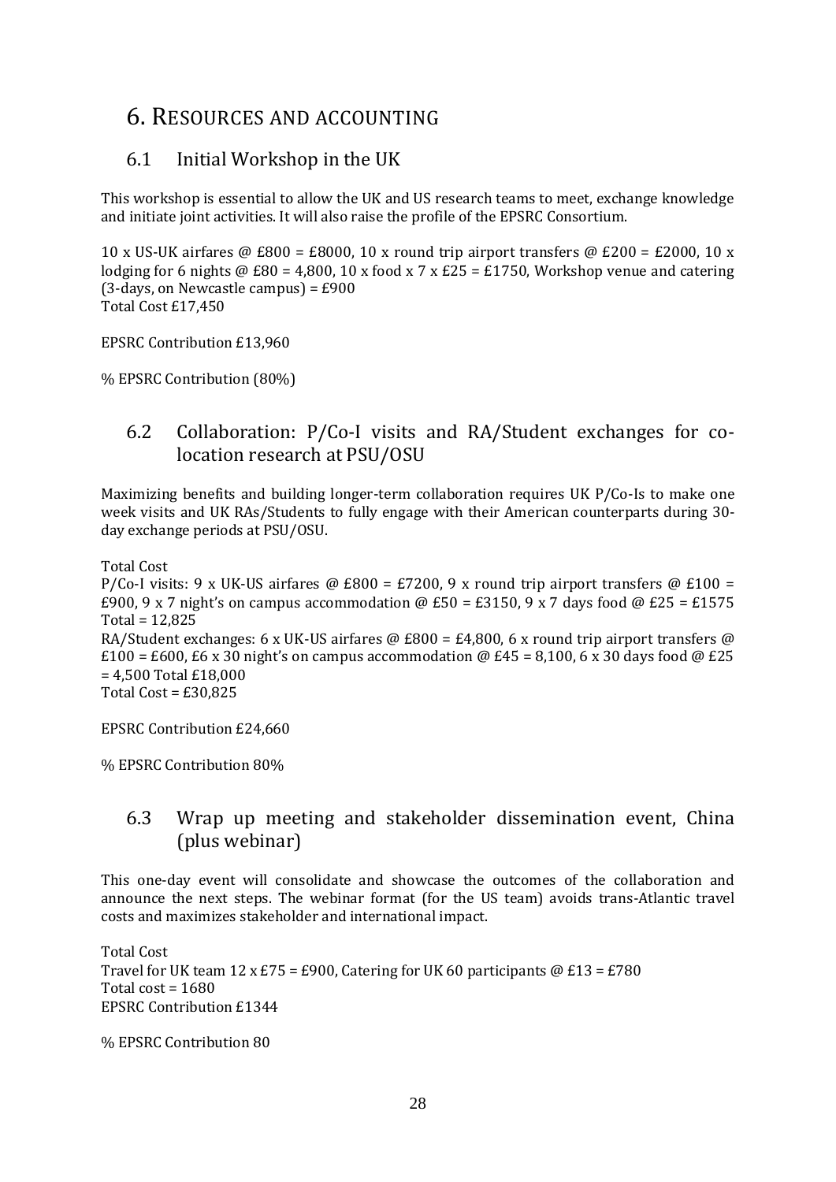# 6. Resources and Accounting

## 6.1 Initial Workshop in the UK

This workshop is essential to allow the UK and US research teams to meet, exchange knowledge and initiate joint activities. It will also raise the profile of the EPSRC Consortium.

10 x US-UK airfares @ £800 = £8000, 10 x round trip airport transfers @ £200 = £2000, 10 x lodging for 6 nights @ £80 = 4,800, 10 x food x 7 x £25 = £1750, Workshop venue and catering (3-days, on Newcastle campus) = £900
Total Cost £17,450

EPSRC Contribution £13,960

% EPSRC Contribution (80%)

## 6.2 Collaboration: P/Co-I visits and RA/Student exchanges for co-location research at PSU/OSU

Maximizing benefits and building longer-term collaboration requires UK P/Co-Is to make one week visits and UK RAs/Students to fully engage with their American counterparts during 30-day exchange periods at PSU/OSU.

Total Cost
P/Co-I visits: 9 x UK-US airfares @ £800 = £7200, 9 x round trip airport transfers @ £100 = £900, 9 x 7 night's on campus accommodation @ £50 = £3150, 9 x 7 days food @ £25 = £1575
Total = 12,825
RA/Student exchanges: 6 x UK-US airfares @ £800 = £4,800, 6 x round trip airport transfers @ £100 = £600, £6 x 30 night's on campus accommodation @ £45 = 8,100, 6 x 30 days food @ £25 = 4,500 Total £18,000
Total Cost = £30,825

EPSRC Contribution £24,660

% EPSRC Contribution 80%

## 6.3 Wrap up meeting and stakeholder dissemination event, China (plus webinar)

This one-day event will consolidate and showcase the outcomes of the collaboration and announce the next steps. The webinar format (for the US team) avoids trans-Atlantic travel costs and maximizes stakeholder and international impact.

Total Cost
Travel for UK team 12 x £75 = £900, Catering for UK 60 participants @ £13 = £780
Total cost = 1680
EPSRC Contribution £1344

% EPSRC Contribution 80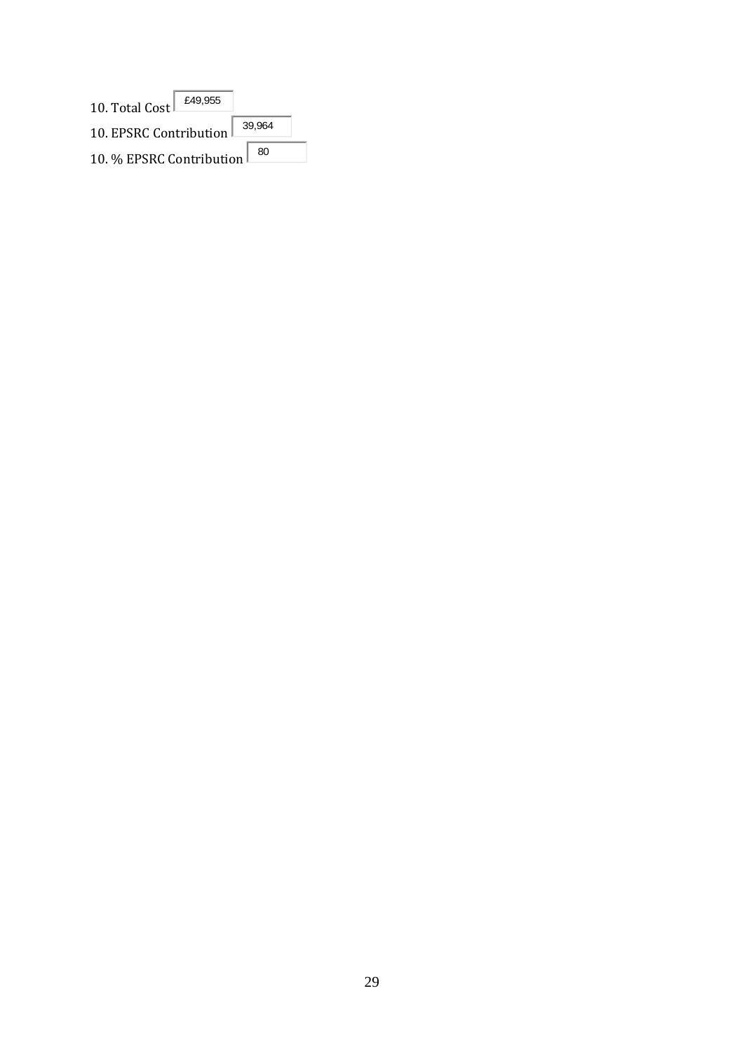10. Total Cost £49,955

10. EPSRC Contribution 39,964

10. % EPSRC Contribution 80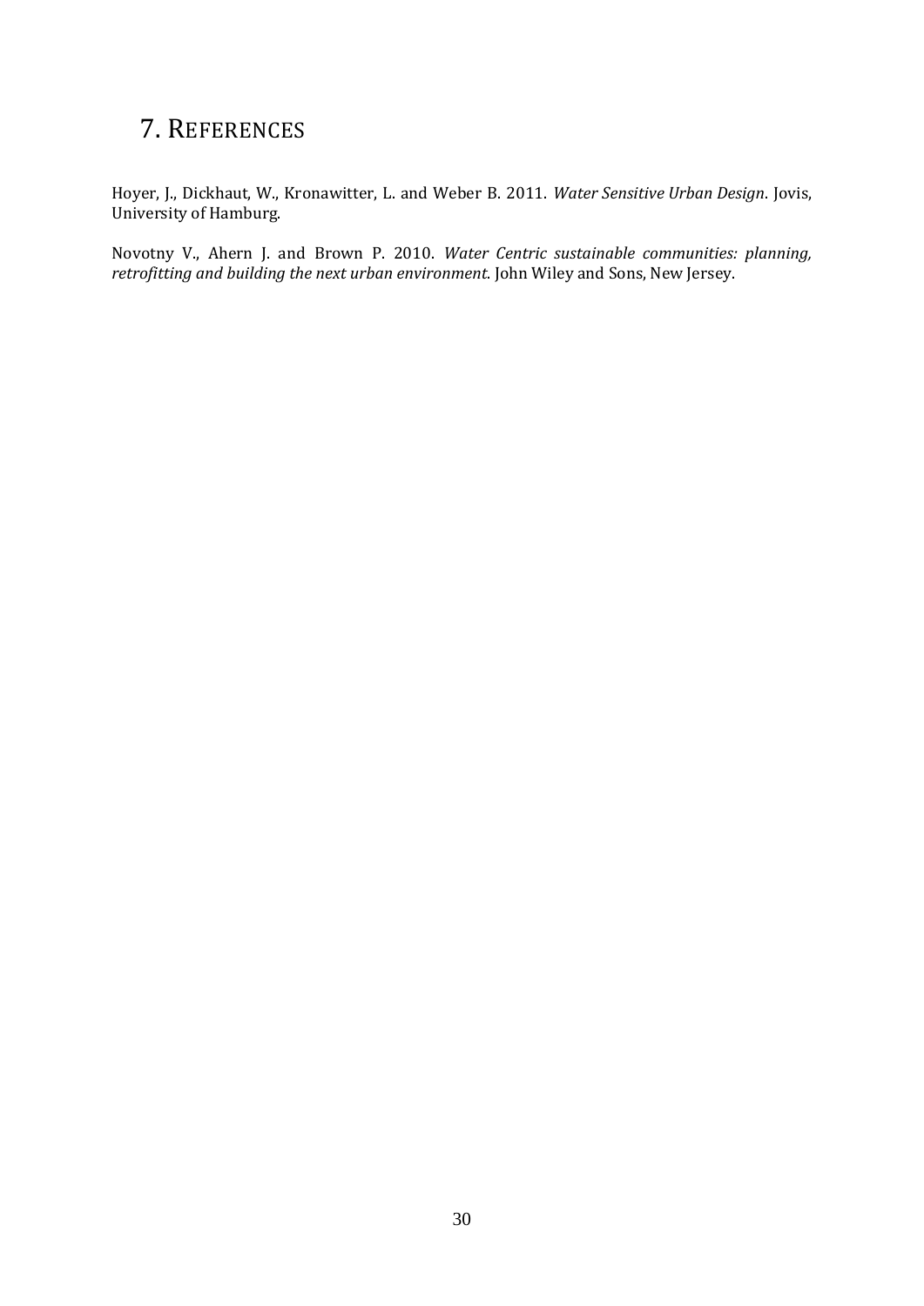# 7. REFERENCES

Hoyer, J., Dickhaut, W., Kronawitter, L. and Weber B. 2011. *Water Sensitive Urban Design*. Jovis, University of Hamburg.

Novotny V., Ahern J. and Brown P. 2010. *Water Centric sustainable communities: planning, retrofitting and building the next urban environment*. John Wiley and Sons, New Jersey.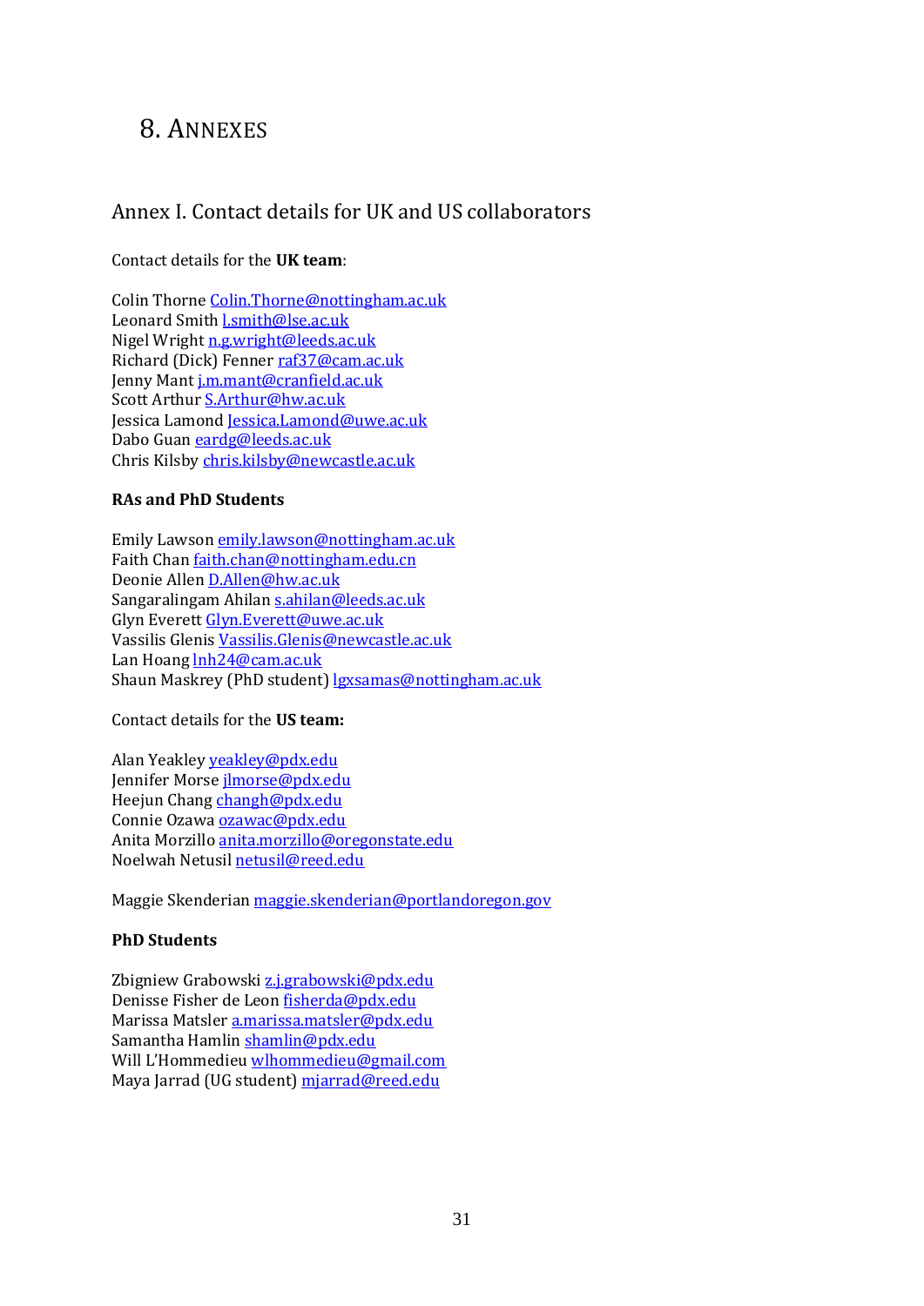# 8. ANNEXES

## Annex I. Contact details for UK and US collaborators

Contact details for the **UK team**:

Colin Thorne Colin.Thorne@nottingham.ac.uk
Leonard Smith l.smith@lse.ac.uk
Nigel Wright n.g.wright@leeds.ac.uk
Richard (Dick) Fenner raf37@cam.ac.uk
Jenny Mant j.m.mant@cranfield.ac.uk
Scott Arthur S.Arthur@hw.ac.uk
Jessica Lamond Jessica.Lamond@uwe.ac.uk
Dabo Guan eardg@leeds.ac.uk
Chris Kilsby chris.kilsby@newcastle.ac.uk

**RAs and PhD Students**

Emily Lawson emily.lawson@nottingham.ac.uk
Faith Chan faith.chan@nottingham.edu.cn
Deonie Allen D.Allen@hw.ac.uk
Sangaralingam Ahilan s.ahilan@leeds.ac.uk
Glyn Everett Glyn.Everett@uwe.ac.uk
Vassilis Glenis Vassilis.Glenis@newcastle.ac.uk
Lan Hoang lnh24@cam.ac.uk
Shaun Maskrey (PhD student) lgxsamas@nottingham.ac.uk

Contact details for the **US team:**

Alan Yeakley yeakley@pdx.edu
Jennifer Morse jlmorse@pdx.edu
Heejun Chang changh@pdx.edu
Connie Ozawa ozawac@pdx.edu
Anita Morzillo anita.morzillo@oregonstate.edu
Noelwah Netusil netusil@reed.edu

Maggie Skenderian maggie.skenderian@portlandoregon.gov

**PhD Students**

Zbigniew Grabowski z.j.grabowski@pdx.edu
Denisse Fisher de Leon fisherda@pdx.edu
Marissa Matsler a.marissa.matsler@pdx.edu
Samantha Hamlin shamlin@pdx.edu
Will L'Hommedieu wlhommedieu@gmail.com
Maya Jarrad (UG student) mjarrad@reed.edu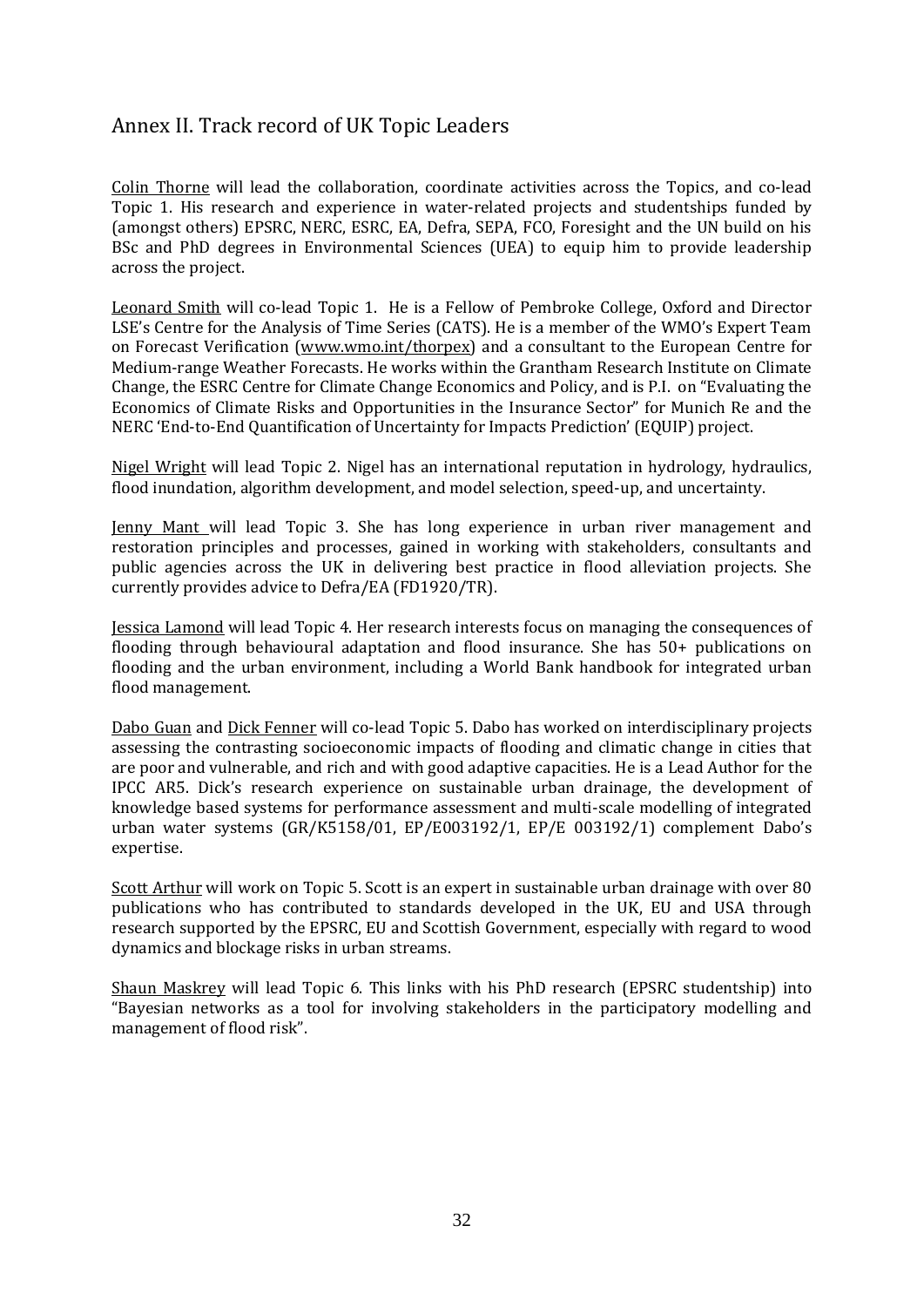## Annex II. Track record of UK Topic Leaders

Colin Thorne will lead the collaboration, coordinate activities across the Topics, and co-lead Topic 1. His research and experience in water-related projects and studentships funded by (amongst others) EPSRC, NERC, ESRC, EA, Defra, SEPA, FCO, Foresight and the UN build on his BSc and PhD degrees in Environmental Sciences (UEA) to equip him to provide leadership across the project.

Leonard Smith will co-lead Topic 1. He is a Fellow of Pembroke College, Oxford and Director LSE's Centre for the Analysis of Time Series (CATS). He is a member of the WMO's Expert Team on Forecast Verification (www.wmo.int/thorpex) and a consultant to the European Centre for Medium-range Weather Forecasts. He works within the Grantham Research Institute on Climate Change, the ESRC Centre for Climate Change Economics and Policy, and is P.I. on "Evaluating the Economics of Climate Risks and Opportunities in the Insurance Sector" for Munich Re and the NERC 'End-to-End Quantification of Uncertainty for Impacts Prediction' (EQUIP) project.

Nigel Wright will lead Topic 2. Nigel has an international reputation in hydrology, hydraulics, flood inundation, algorithm development, and model selection, speed-up, and uncertainty.

Jenny Mant will lead Topic 3. She has long experience in urban river management and restoration principles and processes, gained in working with stakeholders, consultants and public agencies across the UK in delivering best practice in flood alleviation projects. She currently provides advice to Defra/EA (FD1920/TR).

Jessica Lamond will lead Topic 4. Her research interests focus on managing the consequences of flooding through behavioural adaptation and flood insurance. She has 50+ publications on flooding and the urban environment, including a World Bank handbook for integrated urban flood management.

Dabo Guan and Dick Fenner will co-lead Topic 5. Dabo has worked on interdisciplinary projects assessing the contrasting socioeconomic impacts of flooding and climatic change in cities that are poor and vulnerable, and rich and with good adaptive capacities. He is a Lead Author for the IPCC AR5. Dick's research experience on sustainable urban drainage, the development of knowledge based systems for performance assessment and multi-scale modelling of integrated urban water systems (GR/K5158/01, EP/E003192/1, EP/E 003192/1) complement Dabo's expertise.

Scott Arthur will work on Topic 5. Scott is an expert in sustainable urban drainage with over 80 publications who has contributed to standards developed in the UK, EU and USA through research supported by the EPSRC, EU and Scottish Government, especially with regard to wood dynamics and blockage risks in urban streams.

Shaun Maskrey will lead Topic 6. This links with his PhD research (EPSRC studentship) into "Bayesian networks as a tool for involving stakeholders in the participatory modelling and management of flood risk".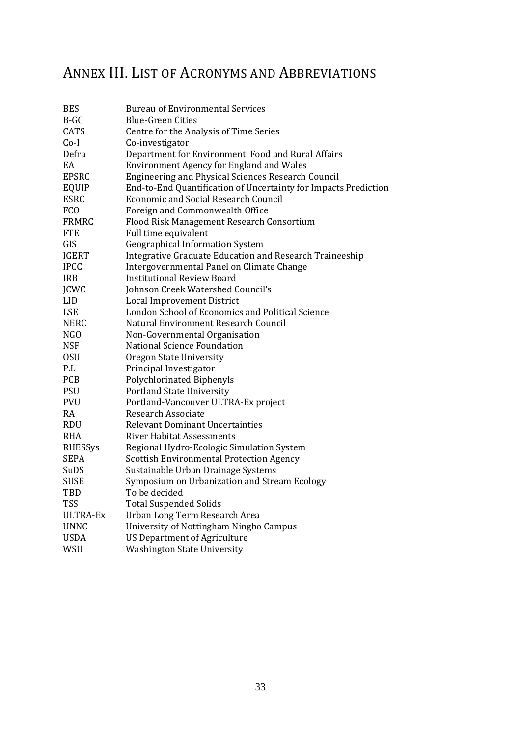# Annex III. List of Acronyms and Abbreviations

| | |
|---|---|
| BES | Bureau of Environmental Services |
| B-GC | Blue-Green Cities |
| CATS | Centre for the Analysis of Time Series |
| Co-I | Co-investigator |
| Defra | Department for Environment, Food and Rural Affairs |
| EA | Environment Agency for England and Wales |
| EPSRC | Engineering and Physical Sciences Research Council |
| EQUIP | End-to-End Quantification of Uncertainty for Impacts Prediction |
| ESRC | Economic and Social Research Council |
| FCO | Foreign and Commonwealth Office |
| FRMRC | Flood Risk Management Research Consortium |
| FTE | Full time equivalent |
| GIS | Geographical Information System |
| IGERT | Integrative Graduate Education and Research Traineeship |
| IPCC | Intergovernmental Panel on Climate Change |
| IRB | Institutional Review Board |
| JCWC | Johnson Creek Watershed Council's |
| LID | Local Improvement District |
| LSE | London School of Economics and Political Science |
| NERC | Natural Environment Research Council |
| NGO | Non-Governmental Organisation |
| NSF | National Science Foundation |
| OSU | Oregon State University |
| P.I. | Principal Investigator |
| PCB | Polychlorinated Biphenyls |
| PSU | Portland State University |
| PVU | Portland-Vancouver ULTRA-Ex project |
| RA | Research Associate |
| RDU | Relevant Dominant Uncertainties |
| RHA | River Habitat Assessments |
| RHESSys | Regional Hydro-Ecologic Simulation System |
| SEPA | Scottish Environmental Protection Agency |
| SuDS | Sustainable Urban Drainage Systems |
| SUSE | Symposium on Urbanization and Stream Ecology |
| TBD | To be decided |
| TSS | Total Suspended Solids |
| ULTRA-Ex | Urban Long Term Research Area |
| UNNC | University of Nottingham Ningbo Campus |
| USDA | US Department of Agriculture |
| WSU | Washington State University |